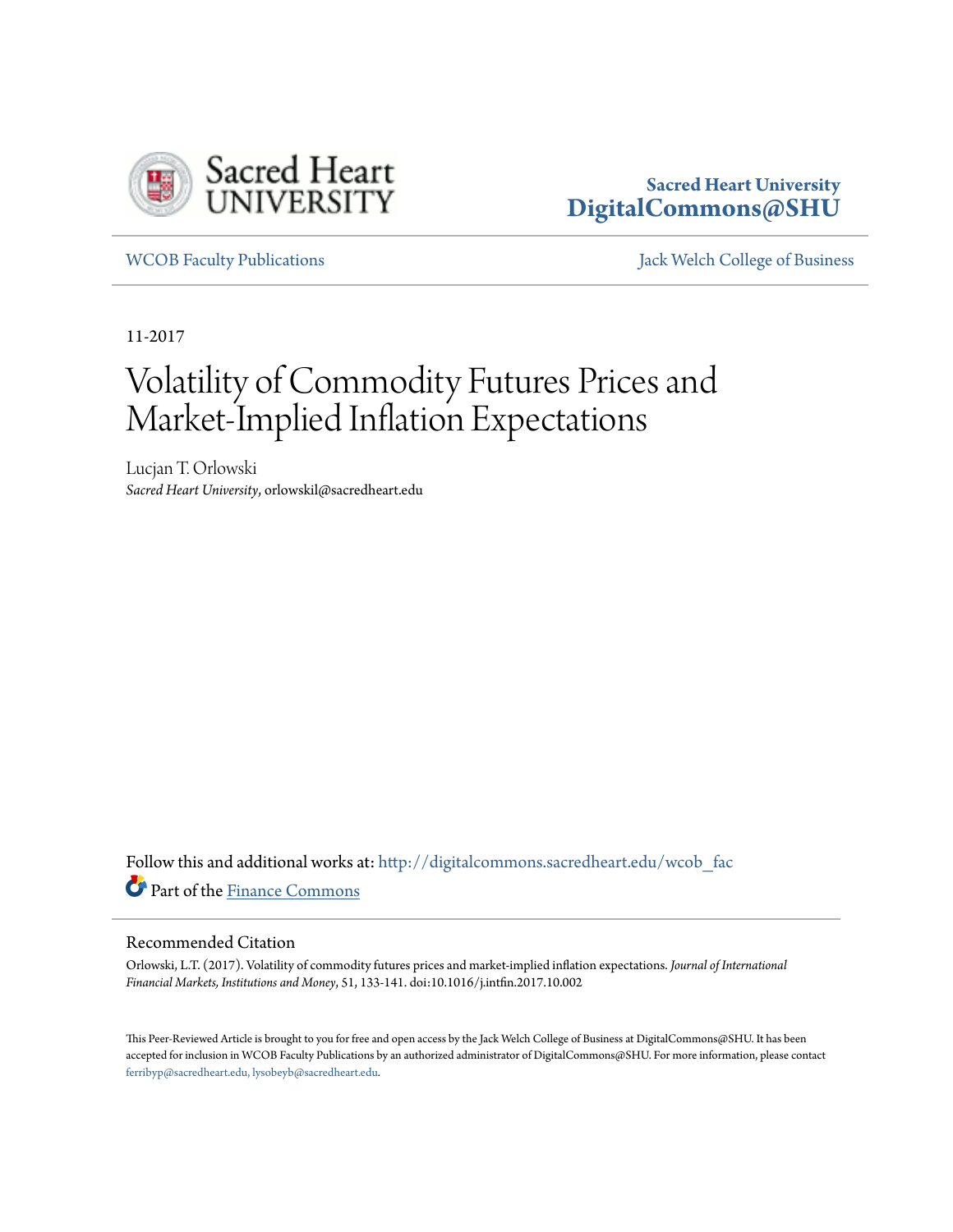Sacred Heart University
DigitalCommons@SHU

WCOB Faculty Publications | Jack Welch College of Business

11-2017

# Volatility of Commodity Futures Prices and Market-Implied Inflation Expectations

Lucjan T. Orlowski
*Sacred Heart University*, orlowskil@sacredheart.edu

Follow this and additional works at: http://digitalcommons.sacredheart.edu/wcob_fac

Part of the Finance Commons

## Recommended Citation

Orlowski, L.T. (2017). Volatility of commodity futures prices and market-implied inflation expectations. *Journal of International Financial Markets, Institutions and Money*, 51, 133-141. doi:10.1016/j.intfin.2017.10.002

This Peer-Reviewed Article is brought to you for free and open access by the Jack Welch College of Business at DigitalCommons@SHU. It has been accepted for inclusion in WCOB Faculty Publications by an authorized administrator of DigitalCommons@SHU. For more information, please contact ferribyp@sacredheart.edu, lysobeyb@sacredheart.edu.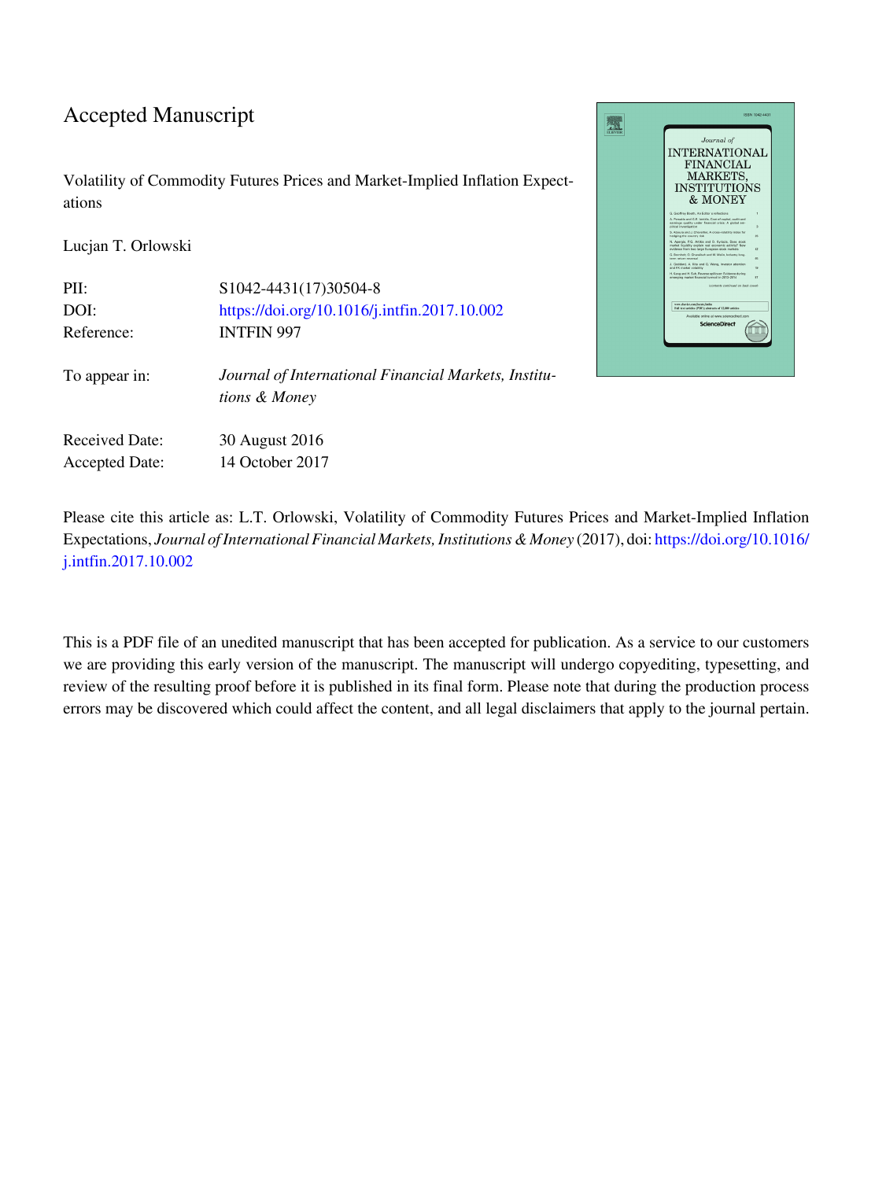# Accepted Manuscript

Volatility of Commodity Futures Prices and Market-Implied Inflation Expectations

Lucjan T. Orlowski

| | |
|---|---|
| PII: | S1042-4431(17)30504-8 |
| DOI: | https://doi.org/10.1016/j.intfin.2017.10.002 |
| Reference: | INTFIN 997 |
| To appear in: | *Journal of International Financial Markets, Institutions & Money* |
| Received Date: | 30 August 2016 |
| Accepted Date: | 14 October 2017 |

Please cite this article as: L.T. Orlowski, Volatility of Commodity Futures Prices and Market-Implied Inflation Expectations, *Journal of International Financial Markets, Institutions & Money* (2017), doi: https://doi.org/10.1016/j.intfin.2017.10.002

This is a PDF file of an unedited manuscript that has been accepted for publication. As a service to our customers we are providing this early version of the manuscript. The manuscript will undergo copyediting, typesetting, and review of the resulting proof before it is published in its final form. Please note that during the production process errors may be discovered which could affect the content, and all legal disclaimers that apply to the journal pertain.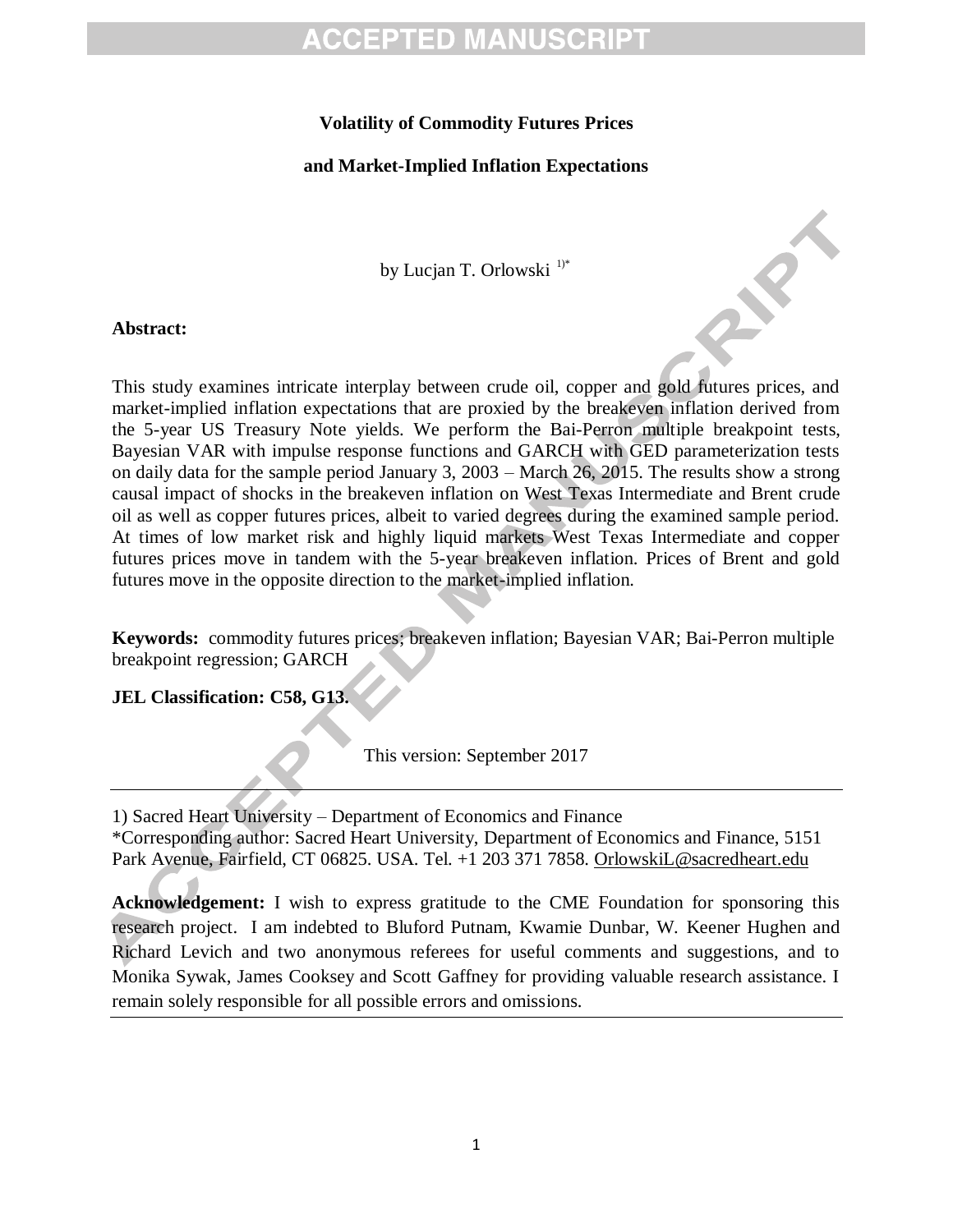**Volatility of Commodity Futures Prices**

**and Market-Implied Inflation Expectations**

by Lucjan T. Orlowski [1)*]

**Abstract:**

This study examines intricate interplay between crude oil, copper and gold futures prices, and market-implied inflation expectations that are proxied by the breakeven inflation derived from the 5-year US Treasury Note yields. We perform the Bai-Perron multiple breakpoint tests, Bayesian VAR with impulse response functions and GARCH with GED parameterization tests on daily data for the sample period January 3, 2003 – March 26, 2015. The results show a strong causal impact of shocks in the breakeven inflation on West Texas Intermediate and Brent crude oil as well as copper futures prices, albeit to varied degrees during the examined sample period. At times of low market risk and highly liquid markets West Texas Intermediate and copper futures prices move in tandem with the 5-year breakeven inflation. Prices of Brent and gold futures move in the opposite direction to the market-implied inflation.

**Keywords:** commodity futures prices; breakeven inflation; Bayesian VAR; Bai-Perron multiple breakpoint regression; GARCH

**JEL Classification: C58, G13.**

This version: September 2017

---

1) Sacred Heart University – Department of Economics and Finance
*Corresponding author: Sacred Heart University, Department of Economics and Finance, 5151 Park Avenue, Fairfield, CT 06825. USA. Tel. +1 203 371 7858. OrlowskiL@sacredheart.edu

**Acknowledgement:** I wish to express gratitude to the CME Foundation for sponsoring this research project. I am indebted to Bluford Putnam, Kwamie Dunbar, W. Keener Hughen and Richard Levich and two anonymous referees for useful comments and suggestions, and to Monika Sywak, James Cooksey and Scott Gaffney for providing valuable research assistance. I remain solely responsible for all possible errors and omissions.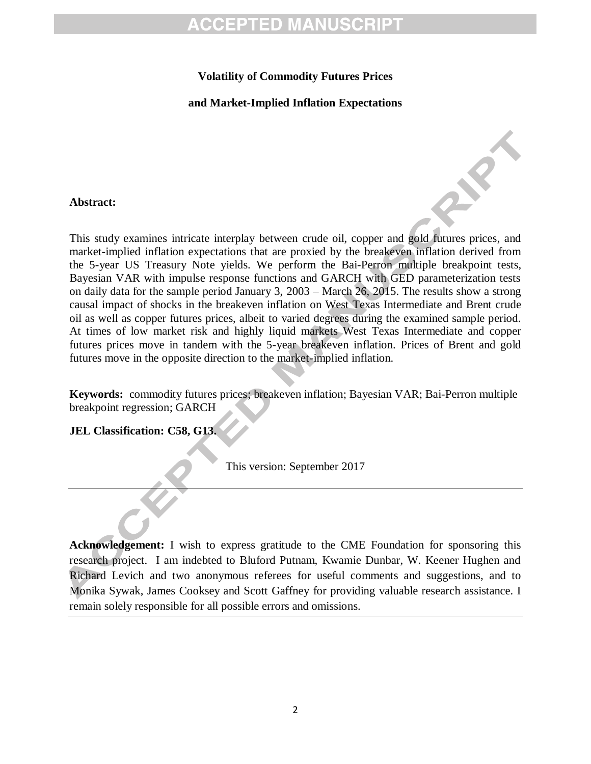**Volatility of Commodity Futures Prices**

**and Market-Implied Inflation Expectations**

**Abstract:**

This study examines intricate interplay between crude oil, copper and gold futures prices, and market-implied inflation expectations that are proxied by the breakeven inflation derived from the 5-year US Treasury Note yields. We perform the Bai-Perron multiple breakpoint tests, Bayesian VAR with impulse response functions and GARCH with GED parameterization tests on daily data for the sample period January 3, 2003 – March 26, 2015. The results show a strong causal impact of shocks in the breakeven inflation on West Texas Intermediate and Brent crude oil as well as copper futures prices, albeit to varied degrees during the examined sample period. At times of low market risk and highly liquid markets West Texas Intermediate and copper futures prices move in tandem with the 5-year breakeven inflation. Prices of Brent and gold futures move in the opposite direction to the market-implied inflation.

**Keywords:** commodity futures prices; breakeven inflation; Bayesian VAR; Bai-Perron multiple breakpoint regression; GARCH

**JEL Classification: C58, G13.**

This version: September 2017

---

**Acknowledgement:** I wish to express gratitude to the CME Foundation for sponsoring this research project. I am indebted to Bluford Putnam, Kwamie Dunbar, W. Keener Hughen and Richard Levich and two anonymous referees for useful comments and suggestions, and to Monika Sywak, James Cooksey and Scott Gaffney for providing valuable research assistance. I remain solely responsible for all possible errors and omissions.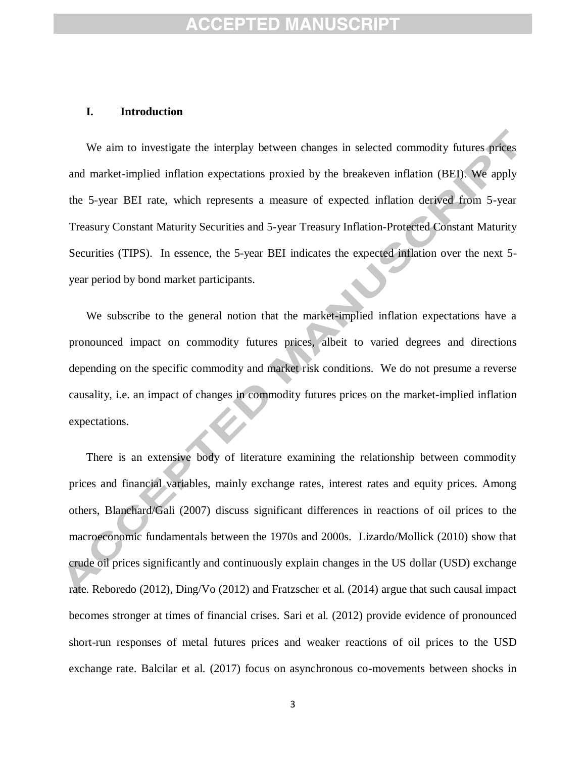## I. Introduction

We aim to investigate the interplay between changes in selected commodity futures prices and market-implied inflation expectations proxied by the breakeven inflation (BEI). We apply the 5-year BEI rate, which represents a measure of expected inflation derived from 5-year Treasury Constant Maturity Securities and 5-year Treasury Inflation-Protected Constant Maturity Securities (TIPS). In essence, the 5-year BEI indicates the expected inflation over the next 5-year period by bond market participants.

We subscribe to the general notion that the market-implied inflation expectations have a pronounced impact on commodity futures prices, albeit to varied degrees and directions depending on the specific commodity and market risk conditions. We do not presume a reverse causality, i.e. an impact of changes in commodity futures prices on the market-implied inflation expectations.

There is an extensive body of literature examining the relationship between commodity prices and financial variables, mainly exchange rates, interest rates and equity prices. Among others, Blanchard/Gali (2007) discuss significant differences in reactions of oil prices to the macroeconomic fundamentals between the 1970s and 2000s. Lizardo/Mollick (2010) show that crude oil prices significantly and continuously explain changes in the US dollar (USD) exchange rate. Reboredo (2012), Ding/Vo (2012) and Fratzscher et al. (2014) argue that such causal impact becomes stronger at times of financial crises. Sari et al. (2012) provide evidence of pronounced short-run responses of metal futures prices and weaker reactions of oil prices to the USD exchange rate. Balcilar et al. (2017) focus on asynchronous co-movements between shocks in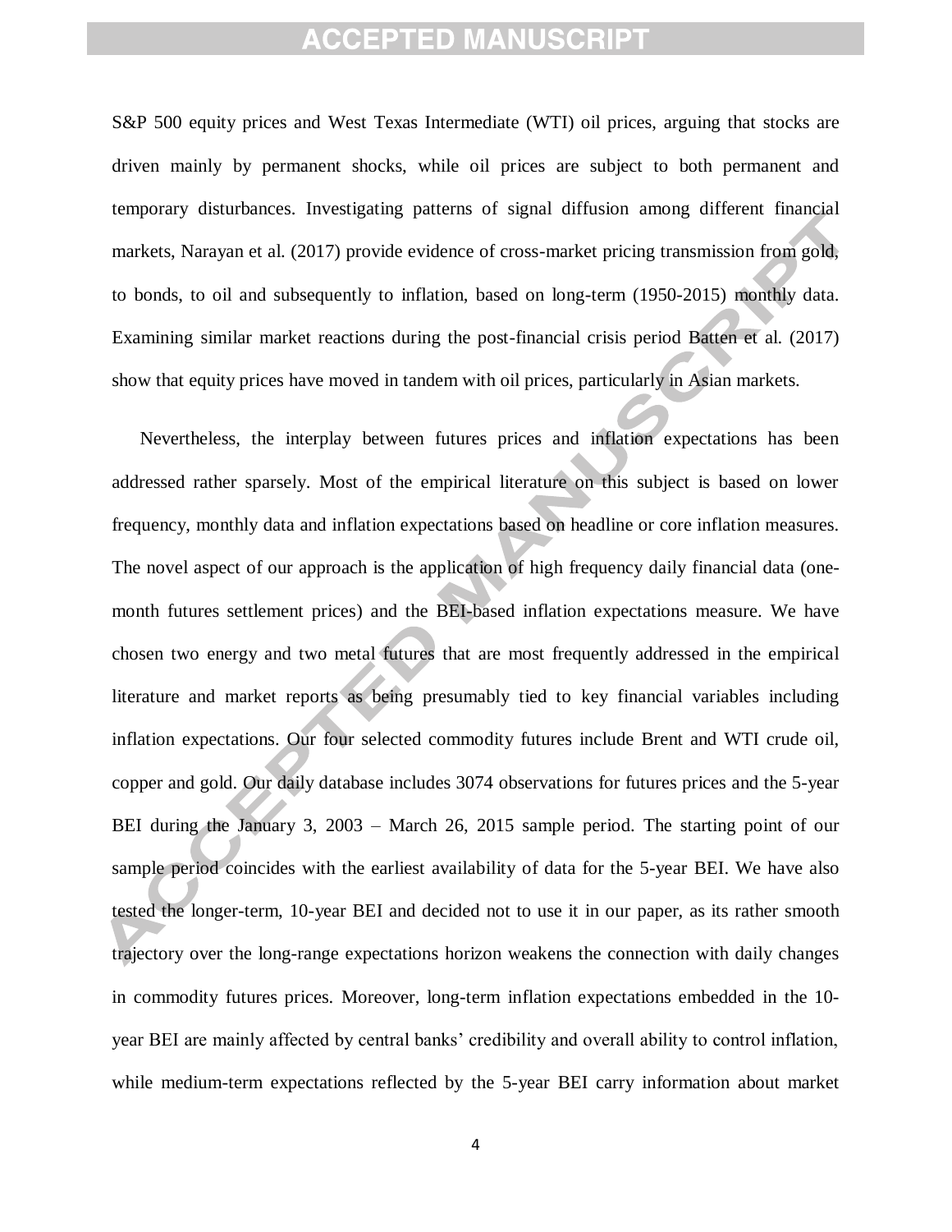S&P 500 equity prices and West Texas Intermediate (WTI) oil prices, arguing that stocks are driven mainly by permanent shocks, while oil prices are subject to both permanent and temporary disturbances. Investigating patterns of signal diffusion among different financial markets, Narayan et al. (2017) provide evidence of cross-market pricing transmission from gold, to bonds, to oil and subsequently to inflation, based on long-term (1950-2015) monthly data. Examining similar market reactions during the post-financial crisis period Batten et al. (2017) show that equity prices have moved in tandem with oil prices, particularly in Asian markets.

Nevertheless, the interplay between futures prices and inflation expectations has been addressed rather sparsely. Most of the empirical literature on this subject is based on lower frequency, monthly data and inflation expectations based on headline or core inflation measures. The novel aspect of our approach is the application of high frequency daily financial data (one-month futures settlement prices) and the BEI-based inflation expectations measure. We have chosen two energy and two metal futures that are most frequently addressed in the empirical literature and market reports as being presumably tied to key financial variables including inflation expectations. Our four selected commodity futures include Brent and WTI crude oil, copper and gold. Our daily database includes 3074 observations for futures prices and the 5-year BEI during the January 3, 2003 – March 26, 2015 sample period. The starting point of our sample period coincides with the earliest availability of data for the 5-year BEI. We have also tested the longer-term, 10-year BEI and decided not to use it in our paper, as its rather smooth trajectory over the long-range expectations horizon weakens the connection with daily changes in commodity futures prices. Moreover, long-term inflation expectations embedded in the 10-year BEI are mainly affected by central banks' credibility and overall ability to control inflation, while medium-term expectations reflected by the 5-year BEI carry information about market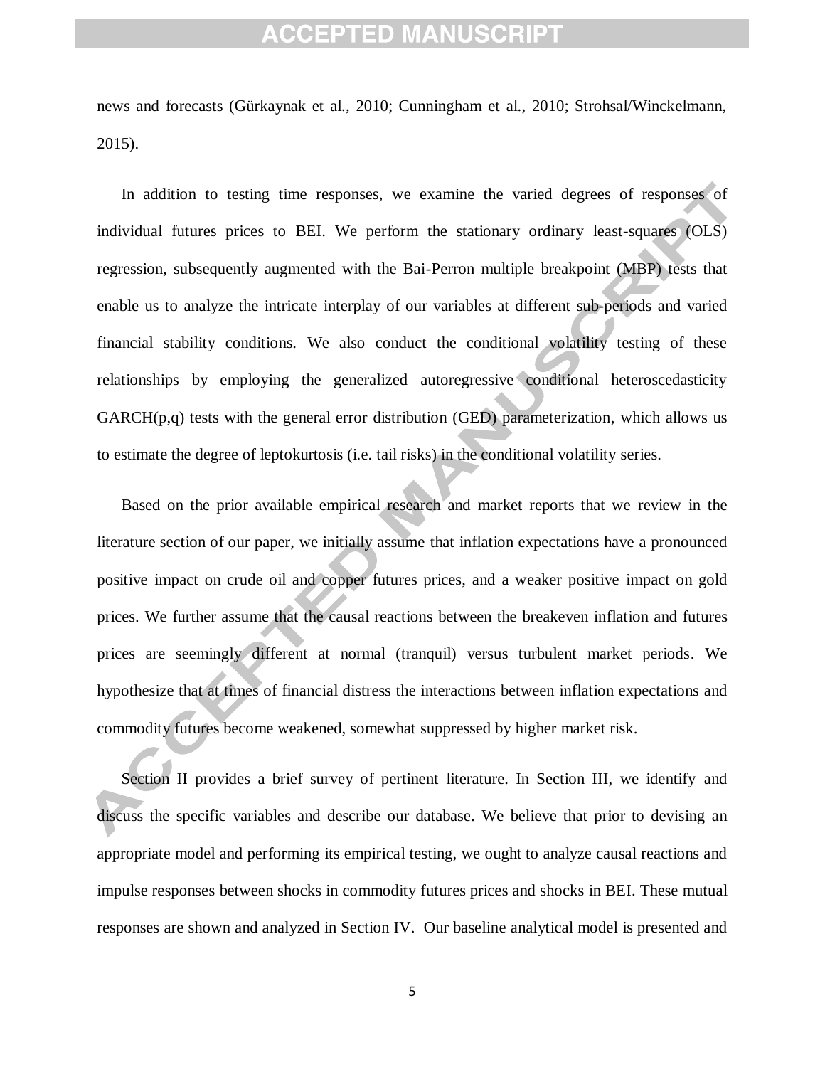news and forecasts (Gürkaynak et al., 2010; Cunningham et al., 2010; Strohsal/Winckelmann, 2015).

In addition to testing time responses, we examine the varied degrees of responses of individual futures prices to BEI. We perform the stationary ordinary least-squares (OLS) regression, subsequently augmented with the Bai-Perron multiple breakpoint (MBP) tests that enable us to analyze the intricate interplay of our variables at different sub-periods and varied financial stability conditions. We also conduct the conditional volatility testing of these relationships by employing the generalized autoregressive conditional heteroscedasticity GARCH(p,q) tests with the general error distribution (GED) parameterization, which allows us to estimate the degree of leptokurtosis (i.e. tail risks) in the conditional volatility series.

Based on the prior available empirical research and market reports that we review in the literature section of our paper, we initially assume that inflation expectations have a pronounced positive impact on crude oil and copper futures prices, and a weaker positive impact on gold prices. We further assume that the causal reactions between the breakeven inflation and futures prices are seemingly different at normal (tranquil) versus turbulent market periods. We hypothesize that at times of financial distress the interactions between inflation expectations and commodity futures become weakened, somewhat suppressed by higher market risk.

Section II provides a brief survey of pertinent literature. In Section III, we identify and discuss the specific variables and describe our database. We believe that prior to devising an appropriate model and performing its empirical testing, we ought to analyze causal reactions and impulse responses between shocks in commodity futures prices and shocks in BEI. These mutual responses are shown and analyzed in Section IV. Our baseline analytical model is presented and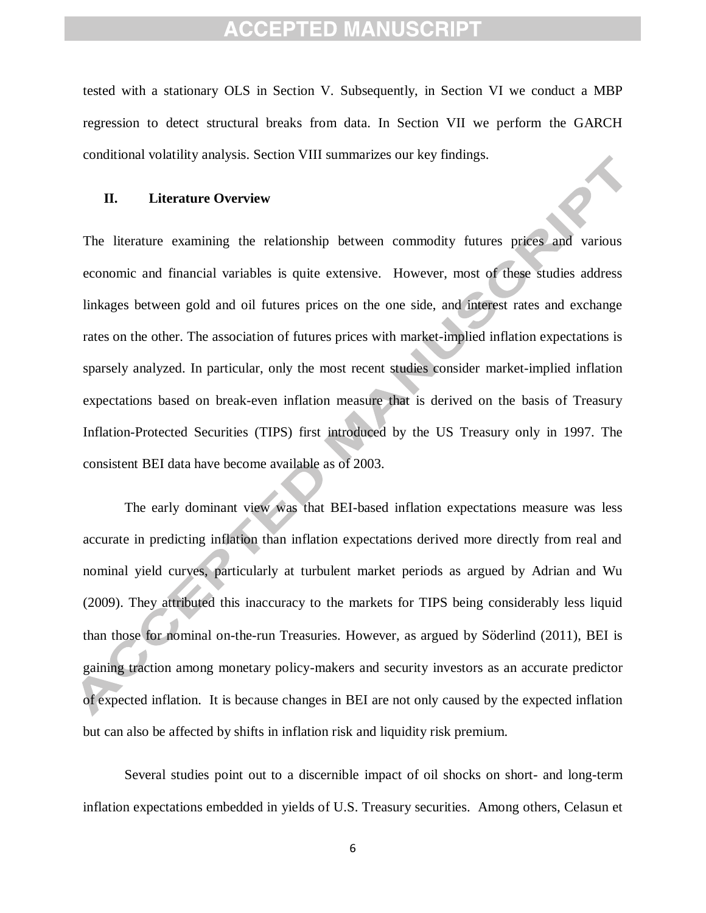tested with a stationary OLS in Section V. Subsequently, in Section VI we conduct a MBP regression to detect structural breaks from data. In Section VII we perform the GARCH conditional volatility analysis. Section VIII summarizes our key findings.

## II. Literature Overview

The literature examining the relationship between commodity futures prices and various economic and financial variables is quite extensive. However, most of these studies address linkages between gold and oil futures prices on the one side, and interest rates and exchange rates on the other. The association of futures prices with market-implied inflation expectations is sparsely analyzed. In particular, only the most recent studies consider market-implied inflation expectations based on break-even inflation measure that is derived on the basis of Treasury Inflation-Protected Securities (TIPS) first introduced by the US Treasury only in 1997. The consistent BEI data have become available as of 2003.

The early dominant view was that BEI-based inflation expectations measure was less accurate in predicting inflation than inflation expectations derived more directly from real and nominal yield curves, particularly at turbulent market periods as argued by Adrian and Wu (2009). They attributed this inaccuracy to the markets for TIPS being considerably less liquid than those for nominal on-the-run Treasuries. However, as argued by Söderlind (2011), BEI is gaining traction among monetary policy-makers and security investors as an accurate predictor of expected inflation. It is because changes in BEI are not only caused by the expected inflation but can also be affected by shifts in inflation risk and liquidity risk premium.

Several studies point out to a discernible impact of oil shocks on short- and long-term inflation expectations embedded in yields of U.S. Treasury securities. Among others, Celasun et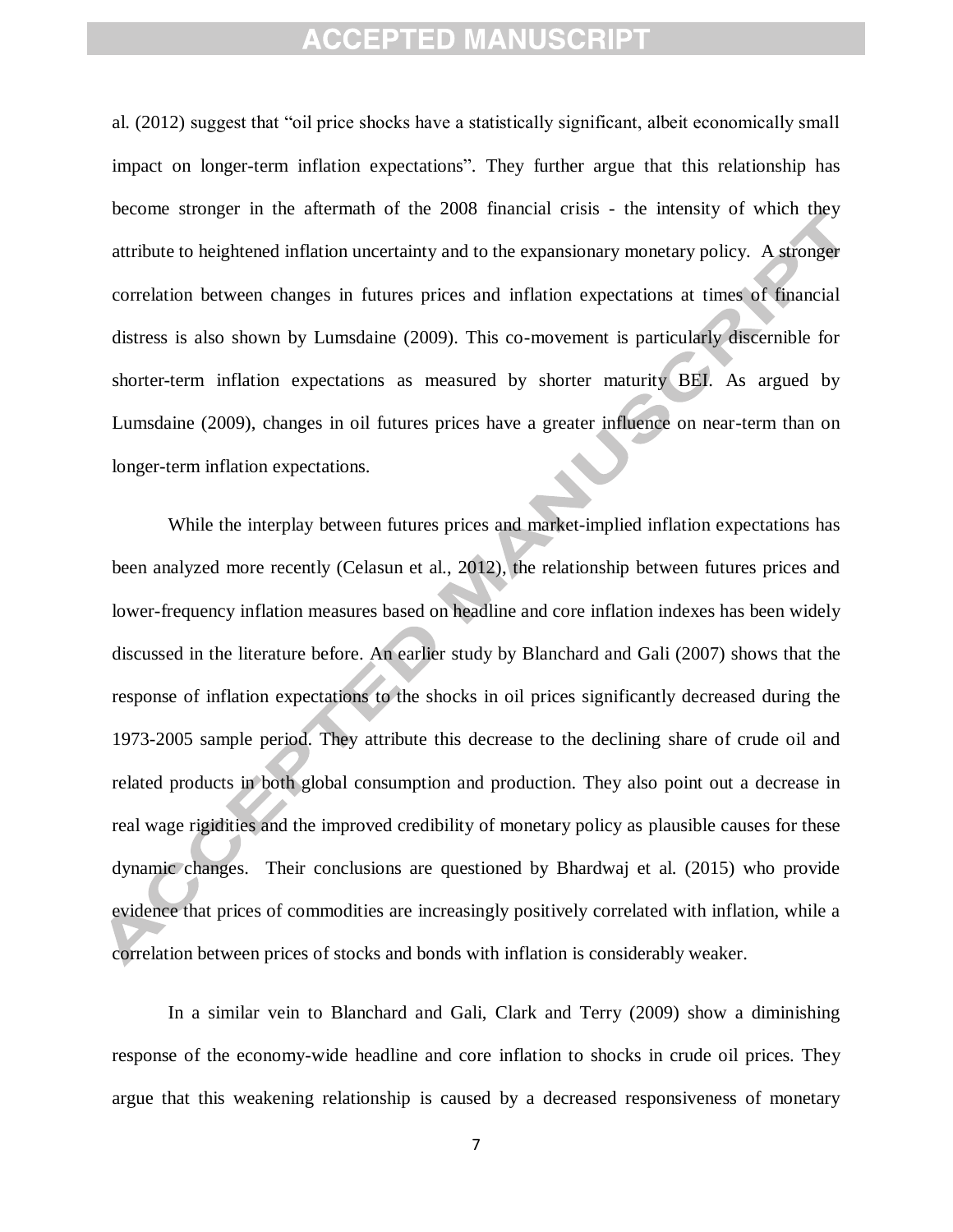al. (2012) suggest that “oil price shocks have a statistically significant, albeit economically small impact on longer-term inflation expectations”. They further argue that this relationship has become stronger in the aftermath of the 2008 financial crisis - the intensity of which they attribute to heightened inflation uncertainty and to the expansionary monetary policy. A stronger correlation between changes in futures prices and inflation expectations at times of financial distress is also shown by Lumsdaine (2009). This co-movement is particularly discernible for shorter-term inflation expectations as measured by shorter maturity BEI. As argued by Lumsdaine (2009), changes in oil futures prices have a greater influence on near-term than on longer-term inflation expectations.

While the interplay between futures prices and market-implied inflation expectations has been analyzed more recently (Celasun et al., 2012), the relationship between futures prices and lower-frequency inflation measures based on headline and core inflation indexes has been widely discussed in the literature before. An earlier study by Blanchard and Gali (2007) shows that the response of inflation expectations to the shocks in oil prices significantly decreased during the 1973-2005 sample period. They attribute this decrease to the declining share of crude oil and related products in both global consumption and production. They also point out a decrease in real wage rigidities and the improved credibility of monetary policy as plausible causes for these dynamic changes. Their conclusions are questioned by Bhardwaj et al. (2015) who provide evidence that prices of commodities are increasingly positively correlated with inflation, while a correlation between prices of stocks and bonds with inflation is considerably weaker.

In a similar vein to Blanchard and Gali, Clark and Terry (2009) show a diminishing response of the economy-wide headline and core inflation to shocks in crude oil prices. They argue that this weakening relationship is caused by a decreased responsiveness of monetary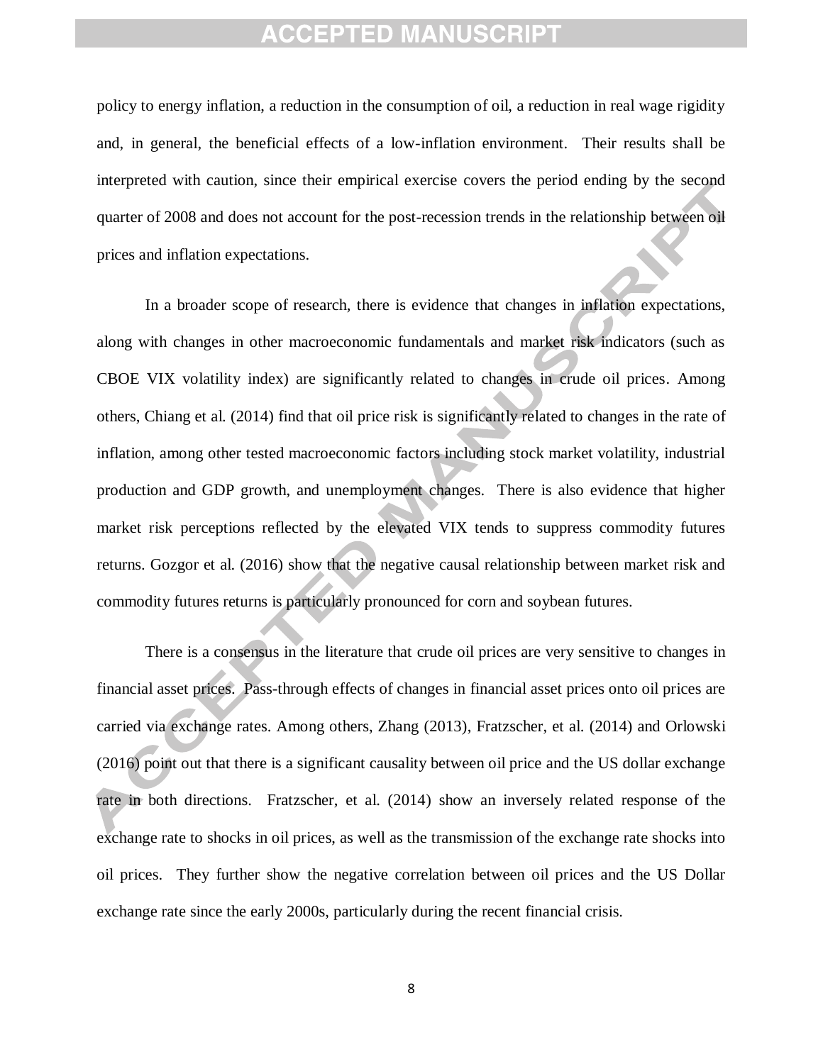policy to energy inflation, a reduction in the consumption of oil, a reduction in real wage rigidity and, in general, the beneficial effects of a low-inflation environment. Their results shall be interpreted with caution, since their empirical exercise covers the period ending by the second quarter of 2008 and does not account for the post-recession trends in the relationship between oil prices and inflation expectations.

In a broader scope of research, there is evidence that changes in inflation expectations, along with changes in other macroeconomic fundamentals and market risk indicators (such as CBOE VIX volatility index) are significantly related to changes in crude oil prices. Among others, Chiang et al. (2014) find that oil price risk is significantly related to changes in the rate of inflation, among other tested macroeconomic factors including stock market volatility, industrial production and GDP growth, and unemployment changes. There is also evidence that higher market risk perceptions reflected by the elevated VIX tends to suppress commodity futures returns. Gozgor et al. (2016) show that the negative causal relationship between market risk and commodity futures returns is particularly pronounced for corn and soybean futures.

There is a consensus in the literature that crude oil prices are very sensitive to changes in financial asset prices. Pass-through effects of changes in financial asset prices onto oil prices are carried via exchange rates. Among others, Zhang (2013), Fratzscher, et al. (2014) and Orlowski (2016) point out that there is a significant causality between oil price and the US dollar exchange rate in both directions. Fratzscher, et al. (2014) show an inversely related response of the exchange rate to shocks in oil prices, as well as the transmission of the exchange rate shocks into oil prices. They further show the negative correlation between oil prices and the US Dollar exchange rate since the early 2000s, particularly during the recent financial crisis.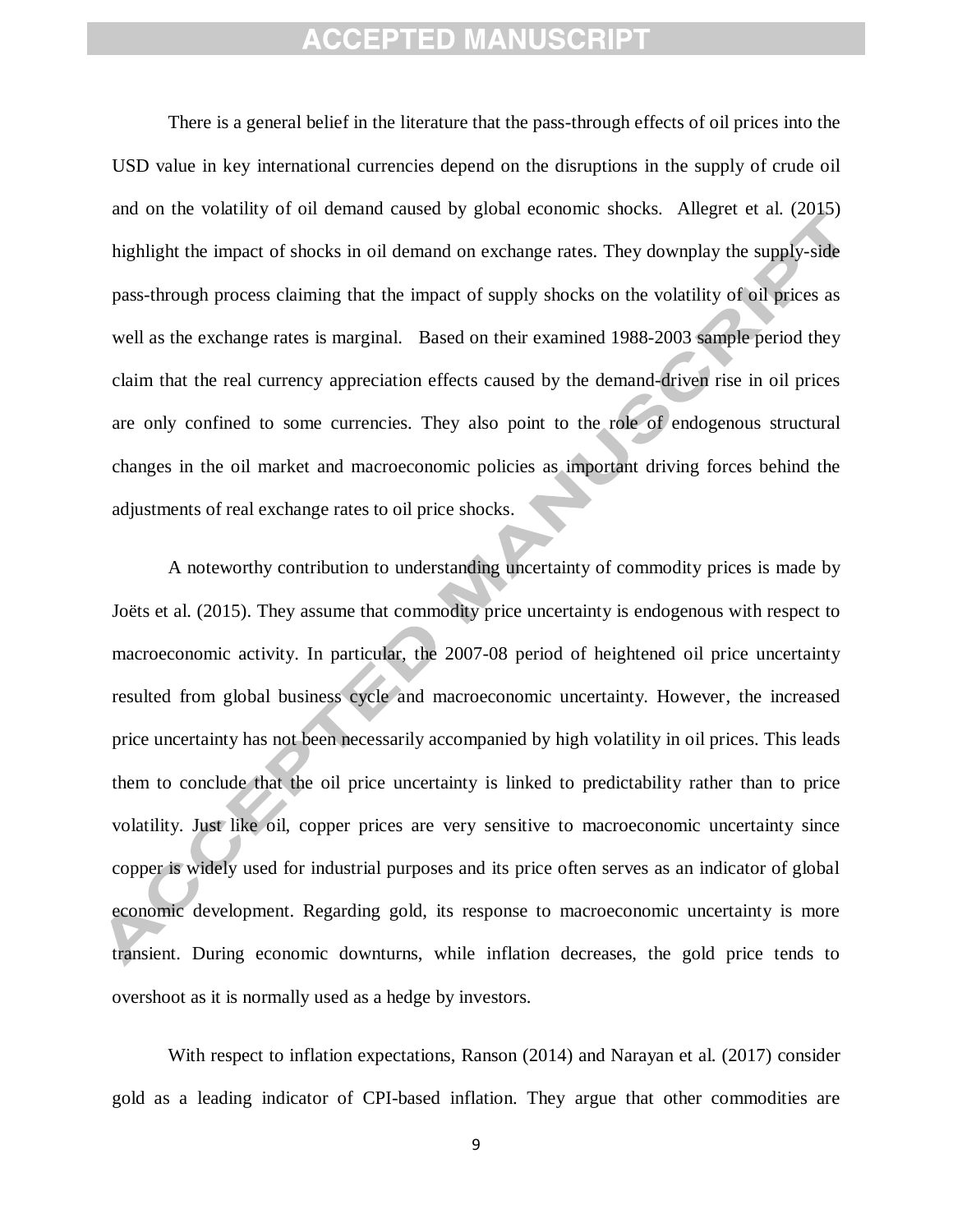There is a general belief in the literature that the pass-through effects of oil prices into the USD value in key international currencies depend on the disruptions in the supply of crude oil and on the volatility of oil demand caused by global economic shocks. Allegret et al. (2015) highlight the impact of shocks in oil demand on exchange rates. They downplay the supply-side pass-through process claiming that the impact of supply shocks on the volatility of oil prices as well as the exchange rates is marginal. Based on their examined 1988-2003 sample period they claim that the real currency appreciation effects caused by the demand-driven rise in oil prices are only confined to some currencies. They also point to the role of endogenous structural changes in the oil market and macroeconomic policies as important driving forces behind the adjustments of real exchange rates to oil price shocks.

A noteworthy contribution to understanding uncertainty of commodity prices is made by Joëts et al. (2015). They assume that commodity price uncertainty is endogenous with respect to macroeconomic activity. In particular, the 2007-08 period of heightened oil price uncertainty resulted from global business cycle and macroeconomic uncertainty. However, the increased price uncertainty has not been necessarily accompanied by high volatility in oil prices. This leads them to conclude that the oil price uncertainty is linked to predictability rather than to price volatility. Just like oil, copper prices are very sensitive to macroeconomic uncertainty since copper is widely used for industrial purposes and its price often serves as an indicator of global economic development. Regarding gold, its response to macroeconomic uncertainty is more transient. During economic downturns, while inflation decreases, the gold price tends to overshoot as it is normally used as a hedge by investors.

With respect to inflation expectations, Ranson (2014) and Narayan et al. (2017) consider gold as a leading indicator of CPI-based inflation. They argue that other commodities are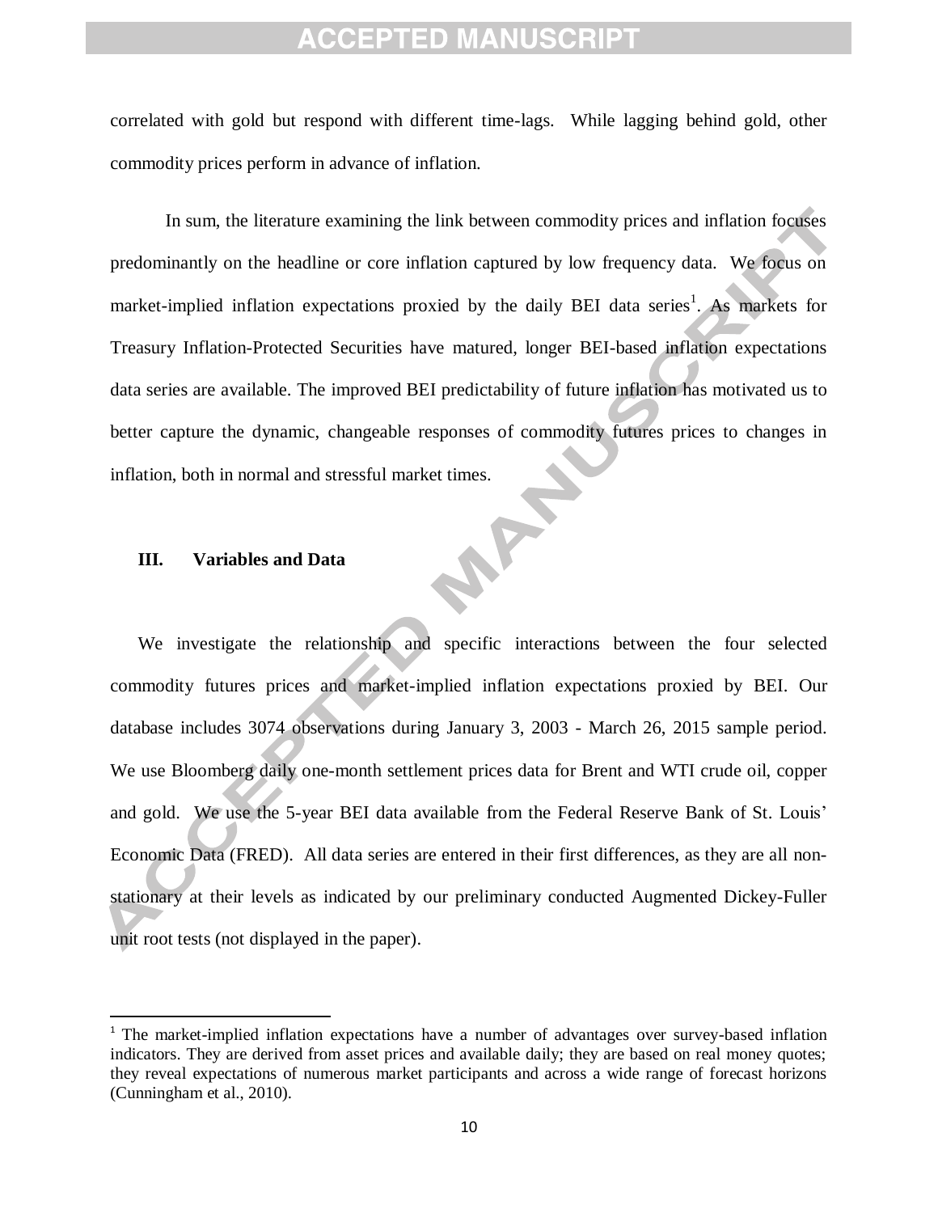correlated with gold but respond with different time-lags. While lagging behind gold, other commodity prices perform in advance of inflation.

In sum, the literature examining the link between commodity prices and inflation focuses predominantly on the headline or core inflation captured by low frequency data. We focus on market-implied inflation expectations proxied by the daily BEI data series[1]. As markets for Treasury Inflation-Protected Securities have matured, longer BEI-based inflation expectations data series are available. The improved BEI predictability of future inflation has motivated us to better capture the dynamic, changeable responses of commodity futures prices to changes in inflation, both in normal and stressful market times.

## III. Variables and Data

We investigate the relationship and specific interactions between the four selected commodity futures prices and market-implied inflation expectations proxied by BEI. Our database includes 3074 observations during January 3, 2003 - March 26, 2015 sample period. We use Bloomberg daily one-month settlement prices data for Brent and WTI crude oil, copper and gold. We use the 5-year BEI data available from the Federal Reserve Bank of St. Louis' Economic Data (FRED). All data series are entered in their first differences, as they are all non-stationary at their levels as indicated by our preliminary conducted Augmented Dickey-Fuller unit root tests (not displayed in the paper).

[1] The market-implied inflation expectations have a number of advantages over survey-based inflation indicators. They are derived from asset prices and available daily; they are based on real money quotes; they reveal expectations of numerous market participants and across a wide range of forecast horizons (Cunningham et al., 2010).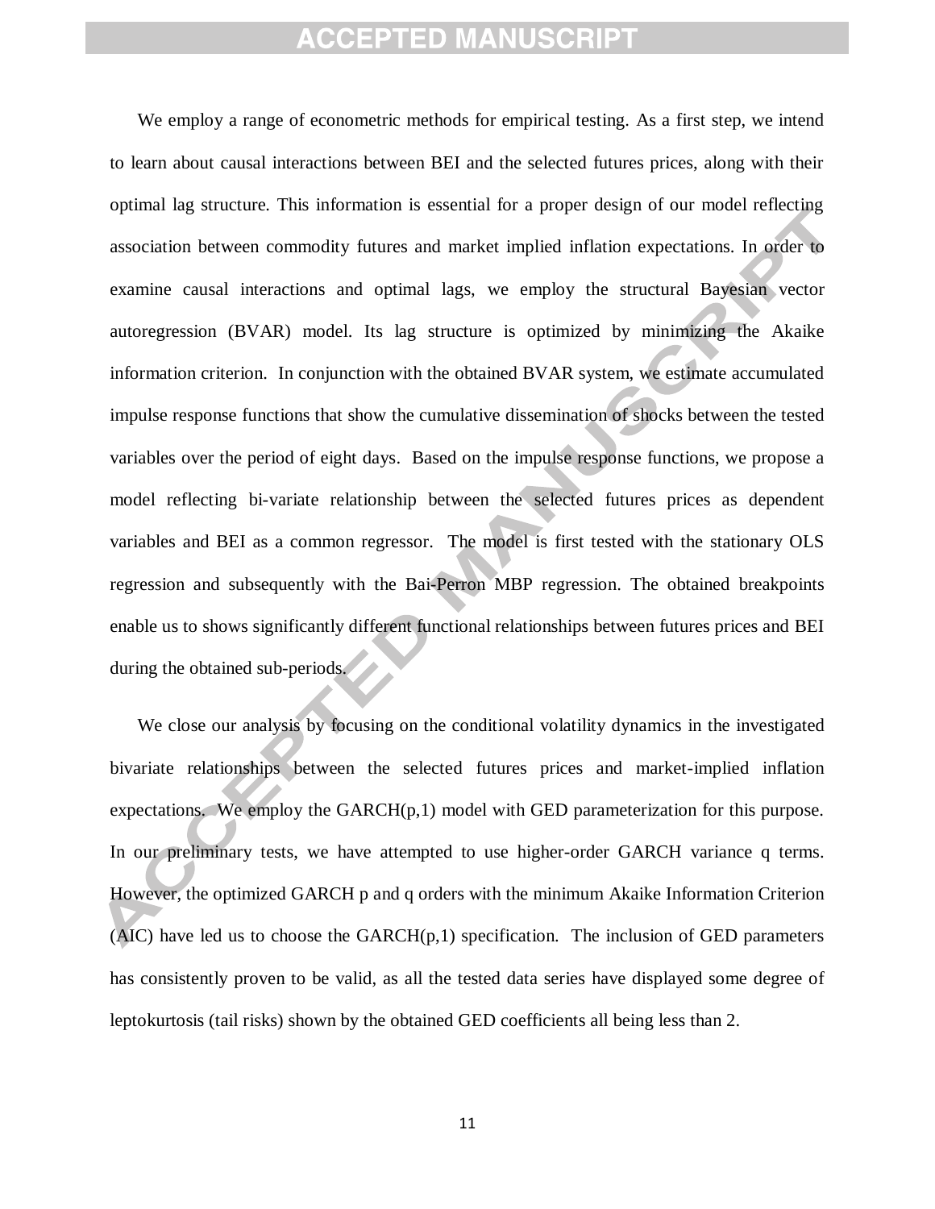We employ a range of econometric methods for empirical testing. As a first step, we intend to learn about causal interactions between BEI and the selected futures prices, along with their optimal lag structure. This information is essential for a proper design of our model reflecting association between commodity futures and market implied inflation expectations. In order to examine causal interactions and optimal lags, we employ the structural Bayesian vector autoregression (BVAR) model. Its lag structure is optimized by minimizing the Akaike information criterion. In conjunction with the obtained BVAR system, we estimate accumulated impulse response functions that show the cumulative dissemination of shocks between the tested variables over the period of eight days. Based on the impulse response functions, we propose a model reflecting bi-variate relationship between the selected futures prices as dependent variables and BEI as a common regressor. The model is first tested with the stationary OLS regression and subsequently with the Bai-Perron MBP regression. The obtained breakpoints enable us to shows significantly different functional relationships between futures prices and BEI during the obtained sub-periods.

We close our analysis by focusing on the conditional volatility dynamics in the investigated bivariate relationships between the selected futures prices and market-implied inflation expectations. We employ the GARCH(p,1) model with GED parameterization for this purpose. In our preliminary tests, we have attempted to use higher-order GARCH variance q terms. However, the optimized GARCH p and q orders with the minimum Akaike Information Criterion (AIC) have led us to choose the GARCH(p,1) specification. The inclusion of GED parameters has consistently proven to be valid, as all the tested data series have displayed some degree of leptokurtosis (tail risks) shown by the obtained GED coefficients all being less than 2.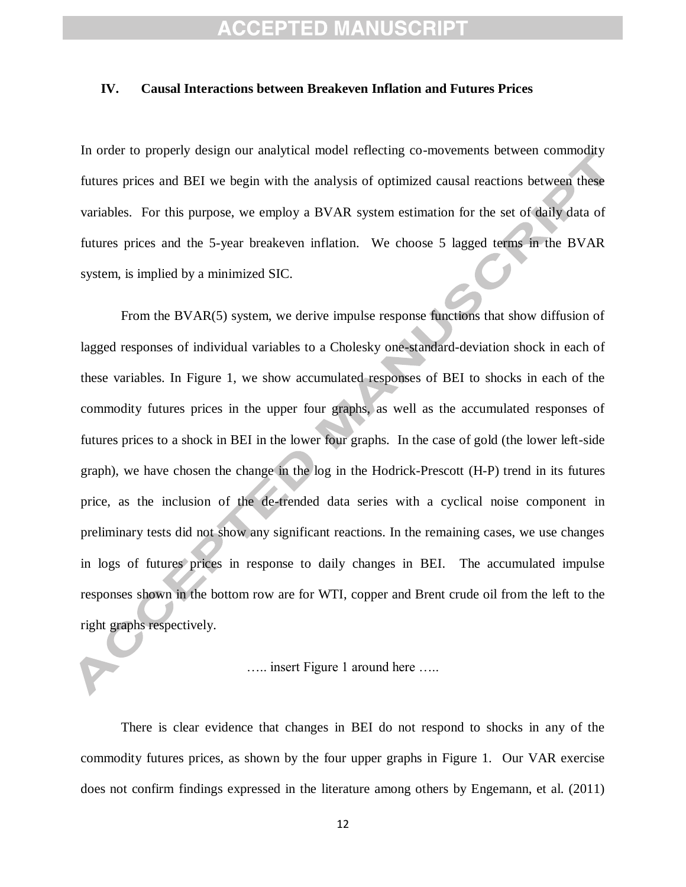## IV. Causal Interactions between Breakeven Inflation and Futures Prices

In order to properly design our analytical model reflecting co-movements between commodity futures prices and BEI we begin with the analysis of optimized causal reactions between these variables. For this purpose, we employ a BVAR system estimation for the set of daily data of futures prices and the 5-year breakeven inflation. We choose 5 lagged terms in the BVAR system, is implied by a minimized SIC.

From the BVAR(5) system, we derive impulse response functions that show diffusion of lagged responses of individual variables to a Cholesky one-standard-deviation shock in each of these variables. In Figure 1, we show accumulated responses of BEI to shocks in each of the commodity futures prices in the upper four graphs, as well as the accumulated responses of futures prices to a shock in BEI in the lower four graphs. In the case of gold (the lower left-side graph), we have chosen the change in the log in the Hodrick-Prescott (H-P) trend in its futures price, as the inclusion of the de-trended data series with a cyclical noise component in preliminary tests did not show any significant reactions. In the remaining cases, we use changes in logs of futures prices in response to daily changes in BEI. The accumulated impulse responses shown in the bottom row are for WTI, copper and Brent crude oil from the left to the right graphs respectively.

….. insert Figure 1 around here …..

There is clear evidence that changes in BEI do not respond to shocks in any of the commodity futures prices, as shown by the four upper graphs in Figure 1. Our VAR exercise does not confirm findings expressed in the literature among others by Engemann, et al. (2011)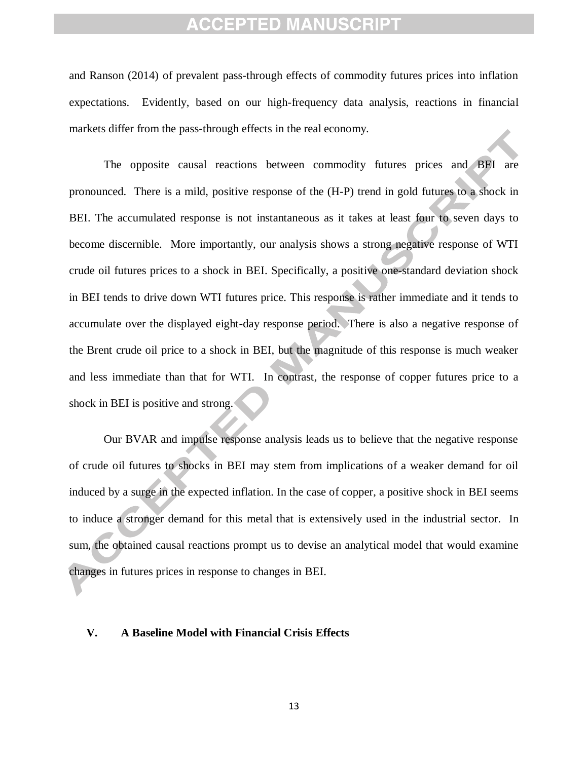and Ranson (2014) of prevalent pass-through effects of commodity futures prices into inflation expectations. Evidently, based on our high-frequency data analysis, reactions in financial markets differ from the pass-through effects in the real economy.

The opposite causal reactions between commodity futures prices and BEI are pronounced. There is a mild, positive response of the (H-P) trend in gold futures to a shock in BEI. The accumulated response is not instantaneous as it takes at least four to seven days to become discernible. More importantly, our analysis shows a strong negative response of WTI crude oil futures prices to a shock in BEI. Specifically, a positive one-standard deviation shock in BEI tends to drive down WTI futures price. This response is rather immediate and it tends to accumulate over the displayed eight-day response period. There is also a negative response of the Brent crude oil price to a shock in BEI, but the magnitude of this response is much weaker and less immediate than that for WTI. In contrast, the response of copper futures price to a shock in BEI is positive and strong.

Our BVAR and impulse response analysis leads us to believe that the negative response of crude oil futures to shocks in BEI may stem from implications of a weaker demand for oil induced by a surge in the expected inflation. In the case of copper, a positive shock in BEI seems to induce a stronger demand for this metal that is extensively used in the industrial sector. In sum, the obtained causal reactions prompt us to devise an analytical model that would examine changes in futures prices in response to changes in BEI.

## V. A Baseline Model with Financial Crisis Effects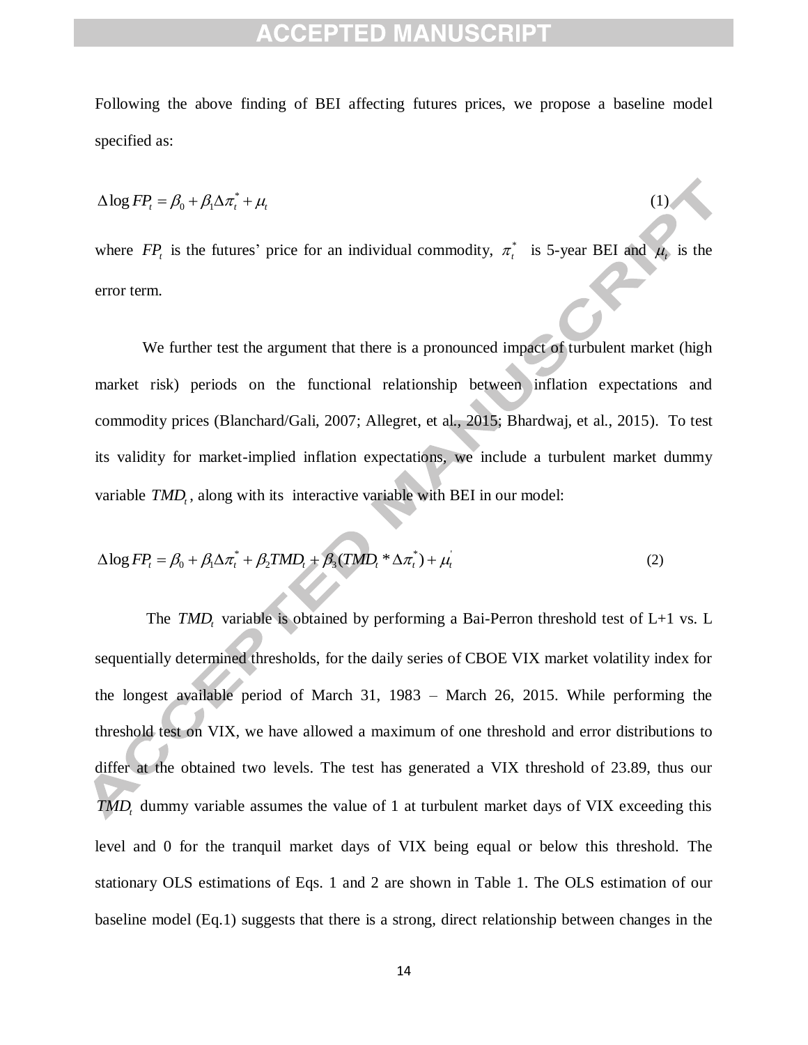Following the above finding of BEI affecting futures prices, we propose a baseline model specified as:

$$\Delta \log FP_t = \beta_0 + \beta_1 \Delta \pi_t^* + \mu_t \tag{1}$$

where $FP_t$ is the futures' price for an individual commodity, $\pi_t^*$ is 5-year BEI and $\mu_t$ is the error term.

We further test the argument that there is a pronounced impact of turbulent market (high market risk) periods on the functional relationship between inflation expectations and commodity prices (Blanchard/Gali, 2007; Allegret, et al., 2015; Bhardwaj, et al., 2015). To test its validity for market-implied inflation expectations, we include a turbulent market dummy variable $TMD_t$, along with its interactive variable with BEI in our model:

$$\Delta \log FP_t = \beta_0 + \beta_1 \Delta \pi_t^* + \beta_2 TMD_t + \beta_3 (TMD_t * \Delta \pi_t^*) + \mu_t^{'} \tag{2}$$

The $TMD_t$ variable is obtained by performing a Bai-Perron threshold test of L+1 vs. L sequentially determined thresholds, for the daily series of CBOE VIX market volatility index for the longest available period of March 31, 1983 – March 26, 2015. While performing the threshold test on VIX, we have allowed a maximum of one threshold and error distributions to differ at the obtained two levels. The test has generated a VIX threshold of 23.89, thus our $TMD_t$ dummy variable assumes the value of 1 at turbulent market days of VIX exceeding this level and 0 for the tranquil market days of VIX being equal or below this threshold. The stationary OLS estimations of Eqs. 1 and 2 are shown in Table 1. The OLS estimation of our baseline model (Eq.1) suggests that there is a strong, direct relationship between changes in the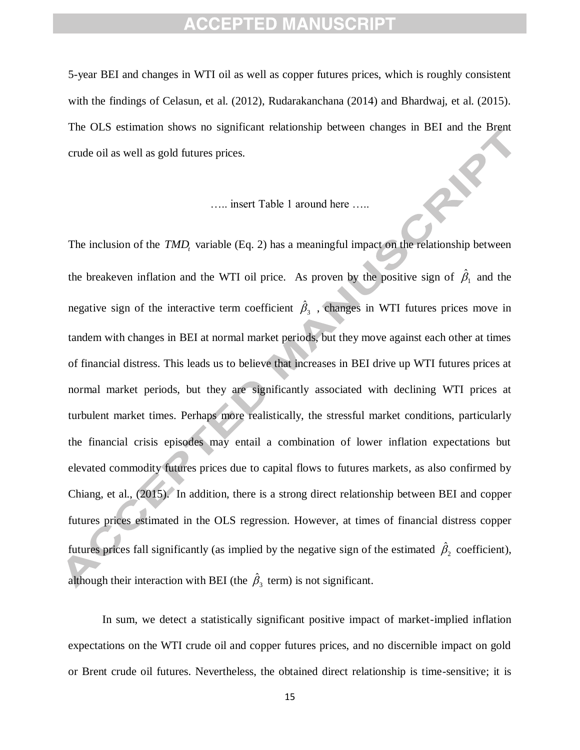5-year BEI and changes in WTI oil as well as copper futures prices, which is roughly consistent with the findings of Celasun, et al. (2012), Rudarakanchana (2014) and Bhardwaj, et al. (2015). The OLS estimation shows no significant relationship between changes in BEI and the Brent crude oil as well as gold futures prices.

….. insert Table 1 around here …..

The inclusion of the $TMD_t$ variable (Eq. 2) has a meaningful impact on the relationship between the breakeven inflation and the WTI oil price. As proven by the positive sign of $\hat{\beta}_1$ and the negative sign of the interactive term coefficient $\hat{\beta}_3$ , changes in WTI futures prices move in tandem with changes in BEI at normal market periods, but they move against each other at times of financial distress. This leads us to believe that increases in BEI drive up WTI futures prices at normal market periods, but they are significantly associated with declining WTI prices at turbulent market times. Perhaps more realistically, the stressful market conditions, particularly the financial crisis episodes may entail a combination of lower inflation expectations but elevated commodity futures prices due to capital flows to futures markets, as also confirmed by Chiang, et al., (2015). In addition, there is a strong direct relationship between BEI and copper futures prices estimated in the OLS regression. However, at times of financial distress copper futures prices fall significantly (as implied by the negative sign of the estimated $\hat{\beta}_2$ coefficient), although their interaction with BEI (the $\hat{\beta}_3$ term) is not significant.

In sum, we detect a statistically significant positive impact of market-implied inflation expectations on the WTI crude oil and copper futures prices, and no discernible impact on gold or Brent crude oil futures. Nevertheless, the obtained direct relationship is time-sensitive; it is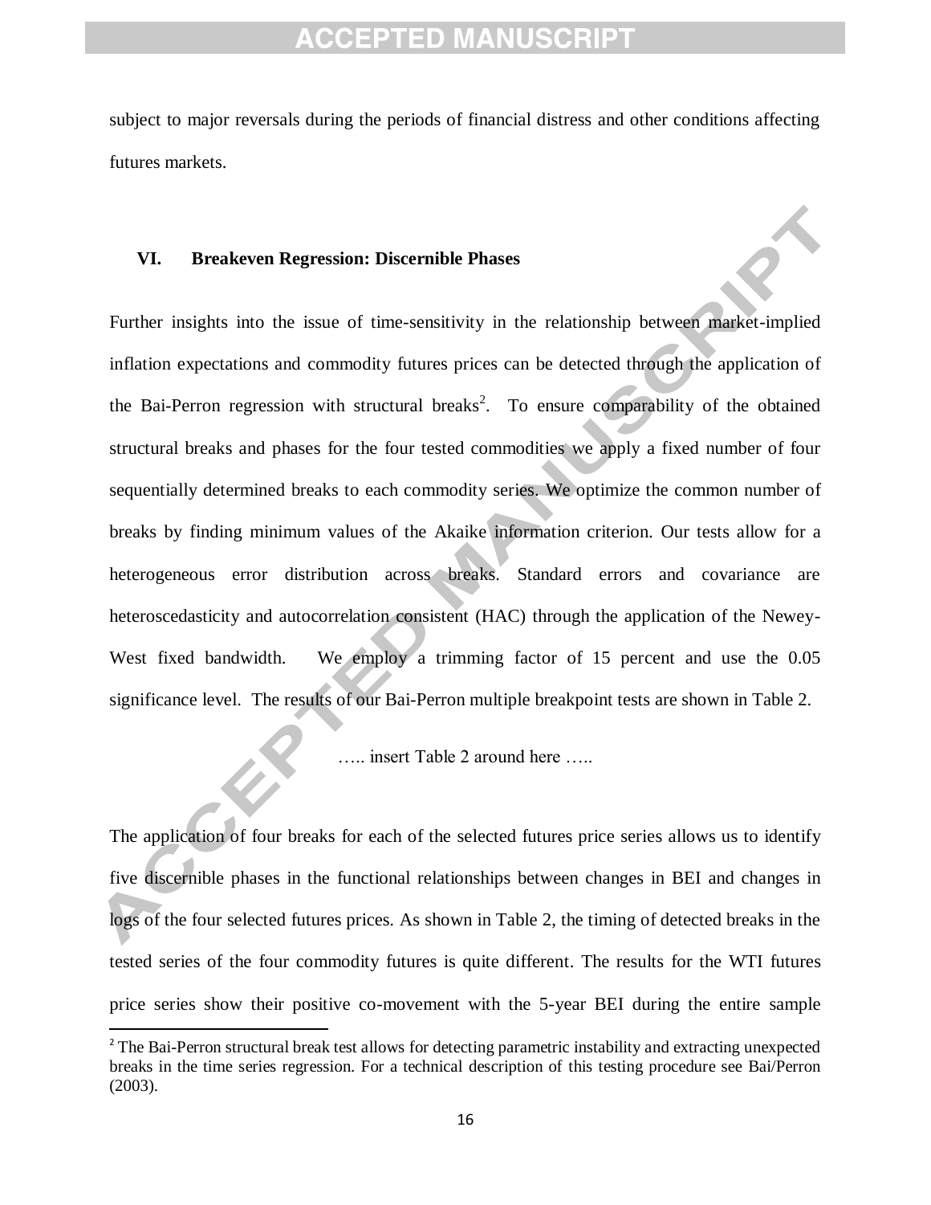subject to major reversals during the periods of financial distress and other conditions affecting futures markets.

## VI. Breakeven Regression: Discernible Phases

Further insights into the issue of time-sensitivity in the relationship between market-implied inflation expectations and commodity futures prices can be detected through the application of the Bai-Perron regression with structural breaks[2]. To ensure comparability of the obtained structural breaks and phases for the four tested commodities we apply a fixed number of four sequentially determined breaks to each commodity series. We optimize the common number of breaks by finding minimum values of the Akaike information criterion. Our tests allow for a heterogeneous error distribution across breaks. Standard errors and covariance are heteroscedasticity and autocorrelation consistent (HAC) through the application of the Newey-West fixed bandwidth. We employ a trimming factor of 15 percent and use the 0.05 significance level. The results of our Bai-Perron multiple breakpoint tests are shown in Table 2.

….. insert Table 2 around here …..

The application of four breaks for each of the selected futures price series allows us to identify five discernible phases in the functional relationships between changes in BEI and changes in logs of the four selected futures prices. As shown in Table 2, the timing of detected breaks in the tested series of the four commodity futures is quite different. The results for the WTI futures price series show their positive co-movement with the 5-year BEI during the entire sample

[2] The Bai-Perron structural break test allows for detecting parametric instability and extracting unexpected breaks in the time series regression. For a technical description of this testing procedure see Bai/Perron (2003).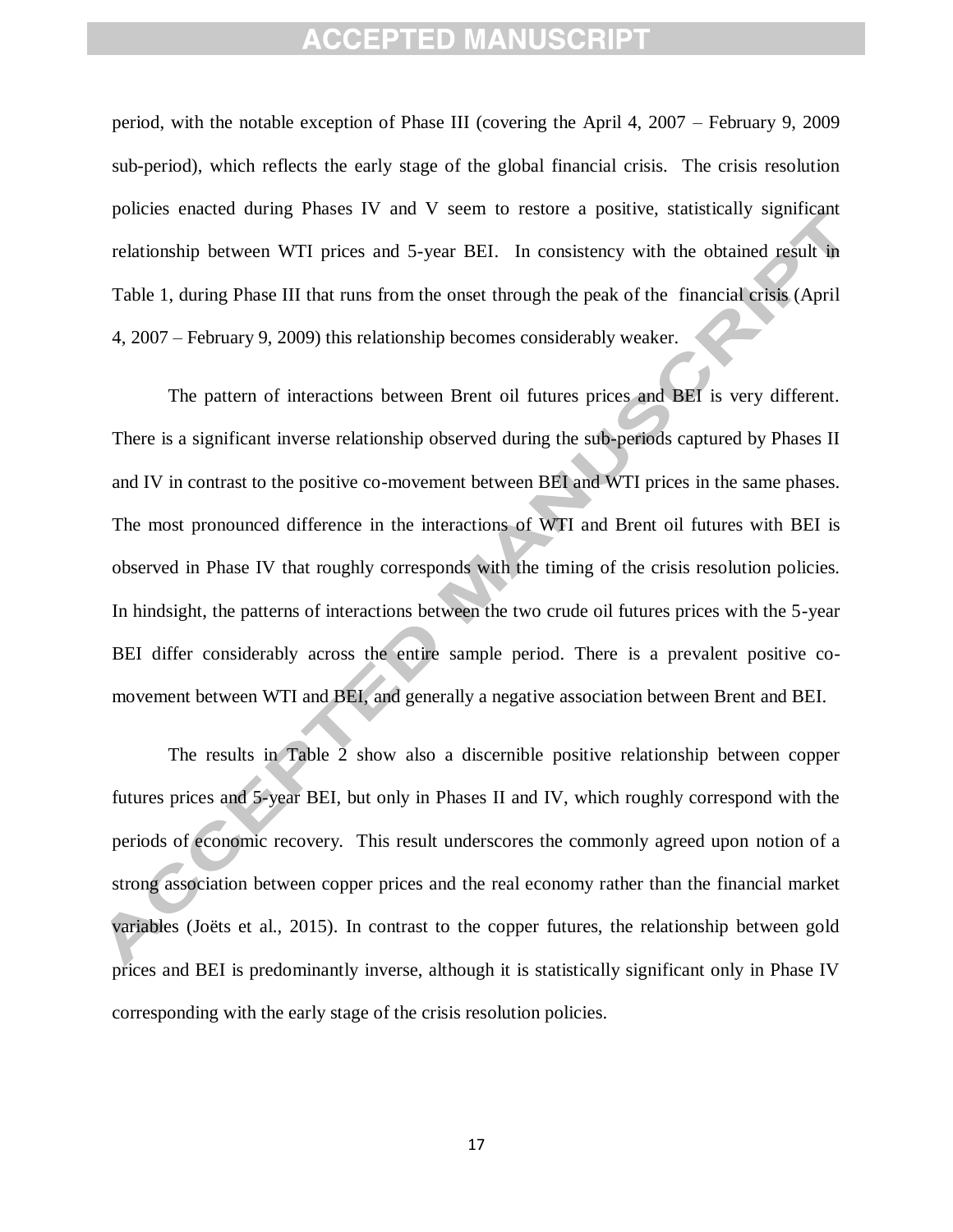period, with the notable exception of Phase III (covering the April 4, 2007 – February 9, 2009 sub-period), which reflects the early stage of the global financial crisis. The crisis resolution policies enacted during Phases IV and V seem to restore a positive, statistically significant relationship between WTI prices and 5-year BEI. In consistency with the obtained result in Table 1, during Phase III that runs from the onset through the peak of the financial crisis (April 4, 2007 – February 9, 2009) this relationship becomes considerably weaker.

The pattern of interactions between Brent oil futures prices and BEI is very different. There is a significant inverse relationship observed during the sub-periods captured by Phases II and IV in contrast to the positive co-movement between BEI and WTI prices in the same phases. The most pronounced difference in the interactions of WTI and Brent oil futures with BEI is observed in Phase IV that roughly corresponds with the timing of the crisis resolution policies. In hindsight, the patterns of interactions between the two crude oil futures prices with the 5-year BEI differ considerably across the entire sample period. There is a prevalent positive co-movement between WTI and BEI, and generally a negative association between Brent and BEI.

The results in Table 2 show also a discernible positive relationship between copper futures prices and 5-year BEI, but only in Phases II and IV, which roughly correspond with the periods of economic recovery. This result underscores the commonly agreed upon notion of a strong association between copper prices and the real economy rather than the financial market variables (Joëts et al., 2015). In contrast to the copper futures, the relationship between gold prices and BEI is predominantly inverse, although it is statistically significant only in Phase IV corresponding with the early stage of the crisis resolution policies.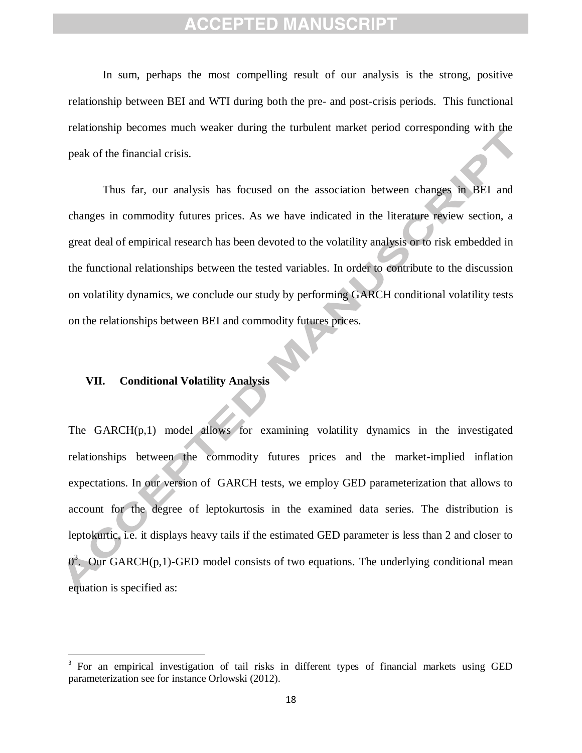In sum, perhaps the most compelling result of our analysis is the strong, positive relationship between BEI and WTI during both the pre- and post-crisis periods. This functional relationship becomes much weaker during the turbulent market period corresponding with the peak of the financial crisis.

Thus far, our analysis has focused on the association between changes in BEI and changes in commodity futures prices. As we have indicated in the literature review section, a great deal of empirical research has been devoted to the volatility analysis or to risk embedded in the functional relationships between the tested variables. In order to contribute to the discussion on volatility dynamics, we conclude our study by performing GARCH conditional volatility tests on the relationships between BEI and commodity futures prices.

## VII. Conditional Volatility Analysis

The GARCH(p,1) model allows for examining volatility dynamics in the investigated relationships between the commodity futures prices and the market-implied inflation expectations. In our version of GARCH tests, we employ GED parameterization that allows to account for the degree of leptokurtosis in the examined data series. The distribution is leptokurtic, i.e. it displays heavy tails if the estimated GED parameter is less than 2 and closer to 0[3]. Our GARCH(p,1)-GED model consists of two equations. The underlying conditional mean equation is specified as:

[3] For an empirical investigation of tail risks in different types of financial markets using GED parameterization see for instance Orlowski (2012).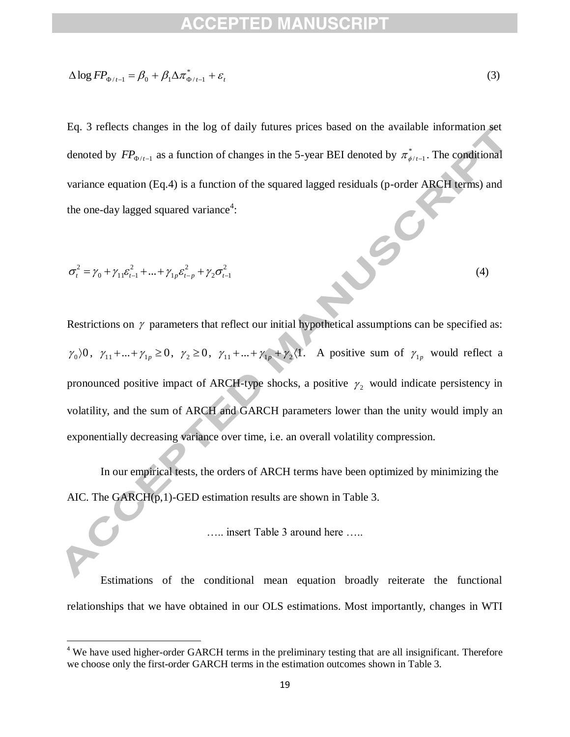$$\Delta \log FP_{\Phi/t-1} = \beta_0 + \beta_1 \Delta \pi^*_{\Phi/t-1} + \varepsilon_t \tag{3}$$

Eq. 3 reflects changes in the log of daily futures prices based on the available information set denoted by $FP_{\Phi/t-1}$ as a function of changes in the 5-year BEI denoted by $\pi^*_{\phi/t-1}$. The conditional variance equation (Eq.4) is a function of the squared lagged residuals (p-order ARCH terms) and the one-day lagged squared variance[4]:

$$\sigma_t^2 = \gamma_0 + \gamma_{11}\varepsilon_{t-1}^2 + ... + \gamma_{1p}\varepsilon_{t-p}^2 + \gamma_2 \sigma_{t-1}^2 \tag{4}$$

Restrictions on $\gamma$ parameters that reflect our initial hypothetical assumptions can be specified as: $\gamma_0 \rangle 0$, $\gamma_{11} + ... + \gamma_{1p} \geq 0$, $\gamma_2 \geq 0$, $\gamma_{11} + ... + \gamma_{1p} + \gamma_2 \langle 1$. A positive sum of $\gamma_{1p}$ would reflect a pronounced positive impact of ARCH-type shocks, a positive $\gamma_2$ would indicate persistency in volatility, and the sum of ARCH and GARCH parameters lower than the unity would imply an exponentially decreasing variance over time, i.e. an overall volatility compression.

In our empirical tests, the orders of ARCH terms have been optimized by minimizing the AIC. The GARCH(p,1)-GED estimation results are shown in Table 3.

….. insert Table 3 around here …..

Estimations of the conditional mean equation broadly reiterate the functional relationships that we have obtained in our OLS estimations. Most importantly, changes in WTI

[4] We have used higher-order GARCH terms in the preliminary testing that are all insignificant. Therefore we choose only the first-order GARCH terms in the estimation outcomes shown in Table 3.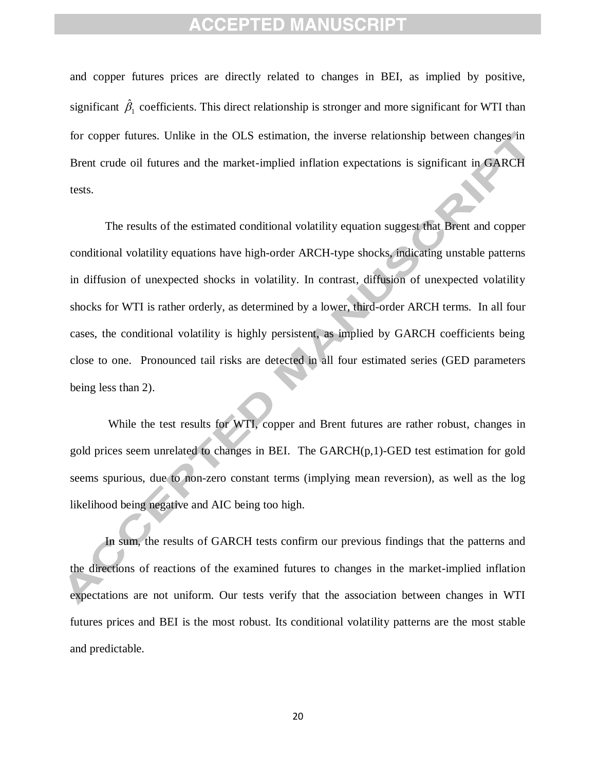and copper futures prices are directly related to changes in BEI, as implied by positive, significant $\hat{\beta}_1$ coefficients. This direct relationship is stronger and more significant for WTI than for copper futures. Unlike in the OLS estimation, the inverse relationship between changes in Brent crude oil futures and the market-implied inflation expectations is significant in GARCH tests.

The results of the estimated conditional volatility equation suggest that Brent and copper conditional volatility equations have high-order ARCH-type shocks, indicating unstable patterns in diffusion of unexpected shocks in volatility. In contrast, diffusion of unexpected volatility shocks for WTI is rather orderly, as determined by a lower, third-order ARCH terms. In all four cases, the conditional volatility is highly persistent, as implied by GARCH coefficients being close to one. Pronounced tail risks are detected in all four estimated series (GED parameters being less than 2).

While the test results for WTI, copper and Brent futures are rather robust, changes in gold prices seem unrelated to changes in BEI. The GARCH(p,1)-GED test estimation for gold seems spurious, due to non-zero constant terms (implying mean reversion), as well as the log likelihood being negative and AIC being too high.

In sum, the results of GARCH tests confirm our previous findings that the patterns and the directions of reactions of the examined futures to changes in the market-implied inflation expectations are not uniform. Our tests verify that the association between changes in WTI futures prices and BEI is the most robust. Its conditional volatility patterns are the most stable and predictable.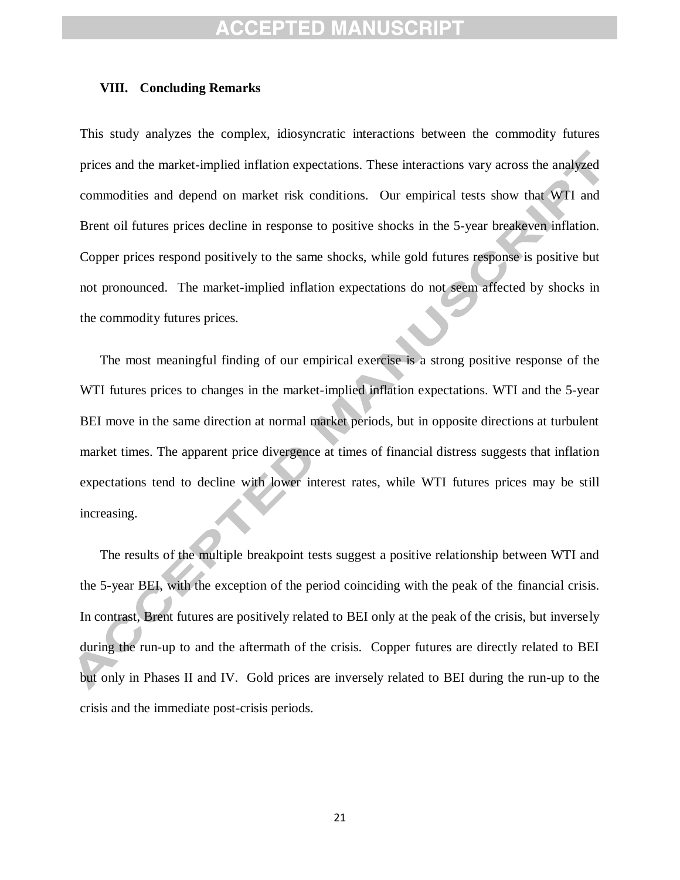## VIII. Concluding Remarks

This study analyzes the complex, idiosyncratic interactions between the commodity futures prices and the market-implied inflation expectations. These interactions vary across the analyzed commodities and depend on market risk conditions. Our empirical tests show that WTI and Brent oil futures prices decline in response to positive shocks in the 5-year breakeven inflation. Copper prices respond positively to the same shocks, while gold futures response is positive but not pronounced. The market-implied inflation expectations do not seem affected by shocks in the commodity futures prices.

The most meaningful finding of our empirical exercise is a strong positive response of the WTI futures prices to changes in the market-implied inflation expectations. WTI and the 5-year BEI move in the same direction at normal market periods, but in opposite directions at turbulent market times. The apparent price divergence at times of financial distress suggests that inflation expectations tend to decline with lower interest rates, while WTI futures prices may be still increasing.

The results of the multiple breakpoint tests suggest a positive relationship between WTI and the 5-year BEI, with the exception of the period coinciding with the peak of the financial crisis. In contrast, Brent futures are positively related to BEI only at the peak of the crisis, but inversely during the run-up to and the aftermath of the crisis. Copper futures are directly related to BEI but only in Phases II and IV. Gold prices are inversely related to BEI during the run-up to the crisis and the immediate post-crisis periods.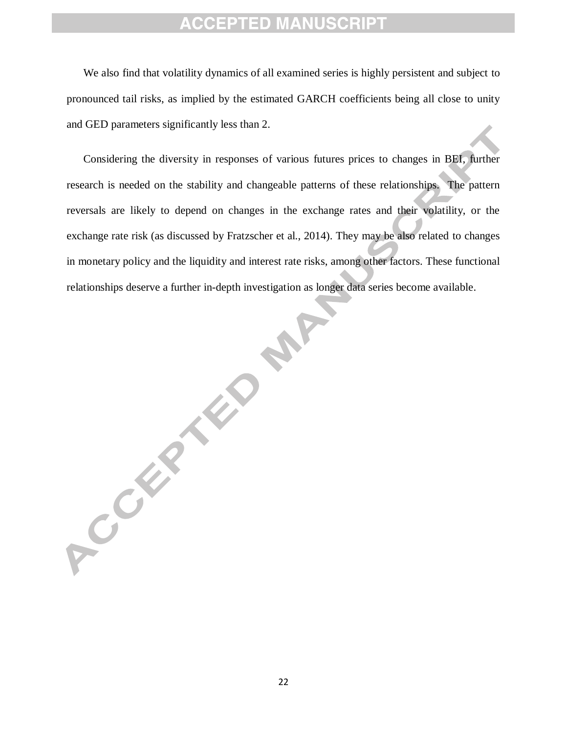We also find that volatility dynamics of all examined series is highly persistent and subject to pronounced tail risks, as implied by the estimated GARCH coefficients being all close to unity and GED parameters significantly less than 2.

Considering the diversity in responses of various futures prices to changes in BEI, further research is needed on the stability and changeable patterns of these relationships. The pattern reversals are likely to depend on changes in the exchange rates and their volatility, or the exchange rate risk (as discussed by Fratzscher et al., 2014). They may be also related to changes in monetary policy and the liquidity and interest rate risks, among other factors. These functional relationships deserve a further in-depth investigation as longer data series become available.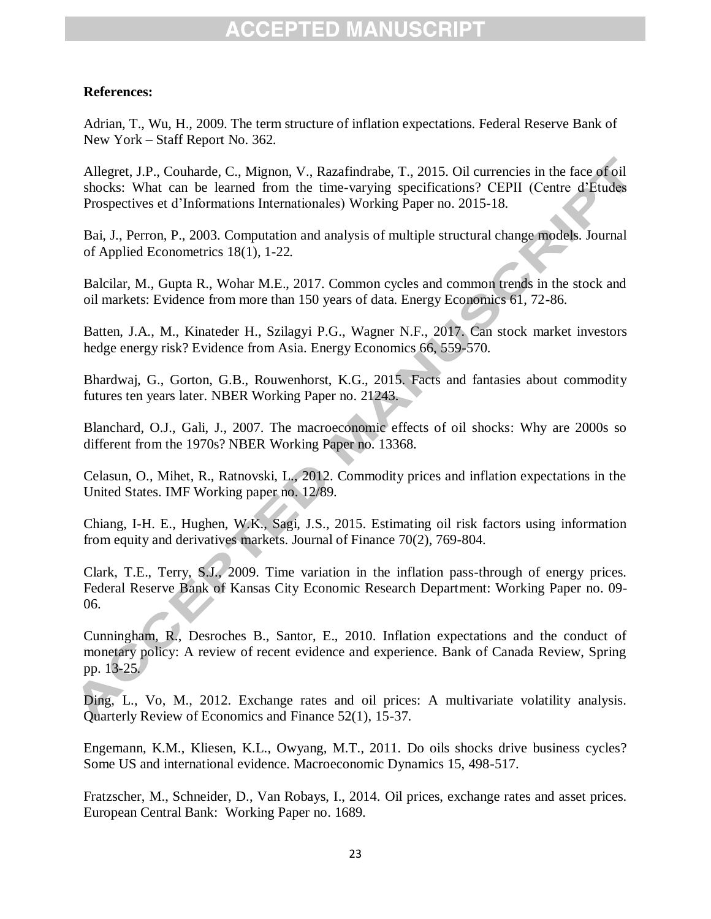**References:**

Adrian, T., Wu, H., 2009. The term structure of inflation expectations. Federal Reserve Bank of New York – Staff Report No. 362.

Allegret, J.P., Couharde, C., Mignon, V., Razafindrabe, T., 2015. Oil currencies in the face of oil shocks: What can be learned from the time-varying specifications? CEPII (Centre d'Etudes Prospectives et d'Informations Internationales) Working Paper no. 2015-18.

Bai, J., Perron, P., 2003. Computation and analysis of multiple structural change models. Journal of Applied Econometrics 18(1), 1-22.

Balcilar, M., Gupta R., Wohar M.E., 2017. Common cycles and common trends in the stock and oil markets: Evidence from more than 150 years of data. Energy Economics 61, 72-86.

Batten, J.A., M., Kinateder H., Szilagyi P.G., Wagner N.F., 2017. Can stock market investors hedge energy risk? Evidence from Asia. Energy Economics 66, 559-570.

Bhardwaj, G., Gorton, G.B., Rouwenhorst, K.G., 2015. Facts and fantasies about commodity futures ten years later. NBER Working Paper no. 21243.

Blanchard, O.J., Gali, J., 2007. The macroeconomic effects of oil shocks: Why are 2000s so different from the 1970s? NBER Working Paper no. 13368.

Celasun, O., Mihet, R., Ratnovski, L., 2012. Commodity prices and inflation expectations in the United States. IMF Working paper no. 12/89.

Chiang, I-H. E., Hughen, W.K., Sagi, J.S., 2015. Estimating oil risk factors using information from equity and derivatives markets. Journal of Finance 70(2), 769-804.

Clark, T.E., Terry, S.J., 2009. Time variation in the inflation pass-through of energy prices. Federal Reserve Bank of Kansas City Economic Research Department: Working Paper no. 09-06.

Cunningham, R., Desroches B., Santor, E., 2010. Inflation expectations and the conduct of monetary policy: A review of recent evidence and experience. Bank of Canada Review, Spring pp. 13-25.

Ding, L., Vo, M., 2012. Exchange rates and oil prices: A multivariate volatility analysis. Quarterly Review of Economics and Finance 52(1), 15-37.

Engemann, K.M., Kliesen, K.L., Owyang, M.T., 2011. Do oils shocks drive business cycles? Some US and international evidence. Macroeconomic Dynamics 15, 498-517.

Fratzscher, M., Schneider, D., Van Robays, I., 2014. Oil prices, exchange rates and asset prices. European Central Bank: Working Paper no. 1689.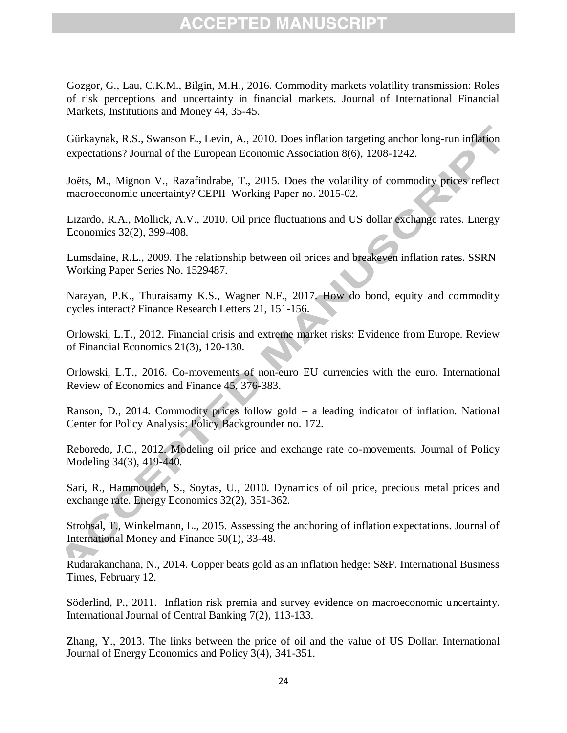Gozgor, G., Lau, C.K.M., Bilgin, M.H., 2016. Commodity markets volatility transmission: Roles of risk perceptions and uncertainty in financial markets. Journal of International Financial Markets, Institutions and Money 44, 35-45.

Gürkaynak, R.S., Swanson E., Levin, A., 2010. Does inflation targeting anchor long-run inflation expectations? Journal of the European Economic Association 8(6), 1208-1242.

Joëts, M., Mignon V., Razafindrabe, T., 2015. Does the volatility of commodity prices reflect macroeconomic uncertainty? CEPII Working Paper no. 2015-02.

Lizardo, R.A., Mollick, A.V., 2010. Oil price fluctuations and US dollar exchange rates. Energy Economics 32(2), 399-408.

Lumsdaine, R.L., 2009. The relationship between oil prices and breakeven inflation rates. SSRN Working Paper Series No. 1529487.

Narayan, P.K., Thuraisamy K.S., Wagner N.F., 2017. How do bond, equity and commodity cycles interact? Finance Research Letters 21, 151-156.

Orlowski, L.T., 2012. Financial crisis and extreme market risks: Evidence from Europe. Review of Financial Economics 21(3), 120-130.

Orlowski, L.T., 2016. Co-movements of non-euro EU currencies with the euro. International Review of Economics and Finance 45, 376-383.

Ranson, D., 2014. Commodity prices follow gold – a leading indicator of inflation. National Center for Policy Analysis: Policy Backgrounder no. 172.

Reboredo, J.C., 2012. Modeling oil price and exchange rate co-movements. Journal of Policy Modeling 34(3), 419-440.

Sari, R., Hammoudeh, S., Soytas, U., 2010. Dynamics of oil price, precious metal prices and exchange rate. Energy Economics 32(2), 351-362.

Strohsal, T., Winkelmann, L., 2015. Assessing the anchoring of inflation expectations. Journal of International Money and Finance 50(1), 33-48.

Rudarakanchana, N., 2014. Copper beats gold as an inflation hedge: S&P. International Business Times, February 12.

Söderlind, P., 2011. Inflation risk premia and survey evidence on macroeconomic uncertainty. International Journal of Central Banking 7(2), 113-133.

Zhang, Y., 2013. The links between the price of oil and the value of US Dollar. International Journal of Energy Economics and Policy 3(4), 341-351.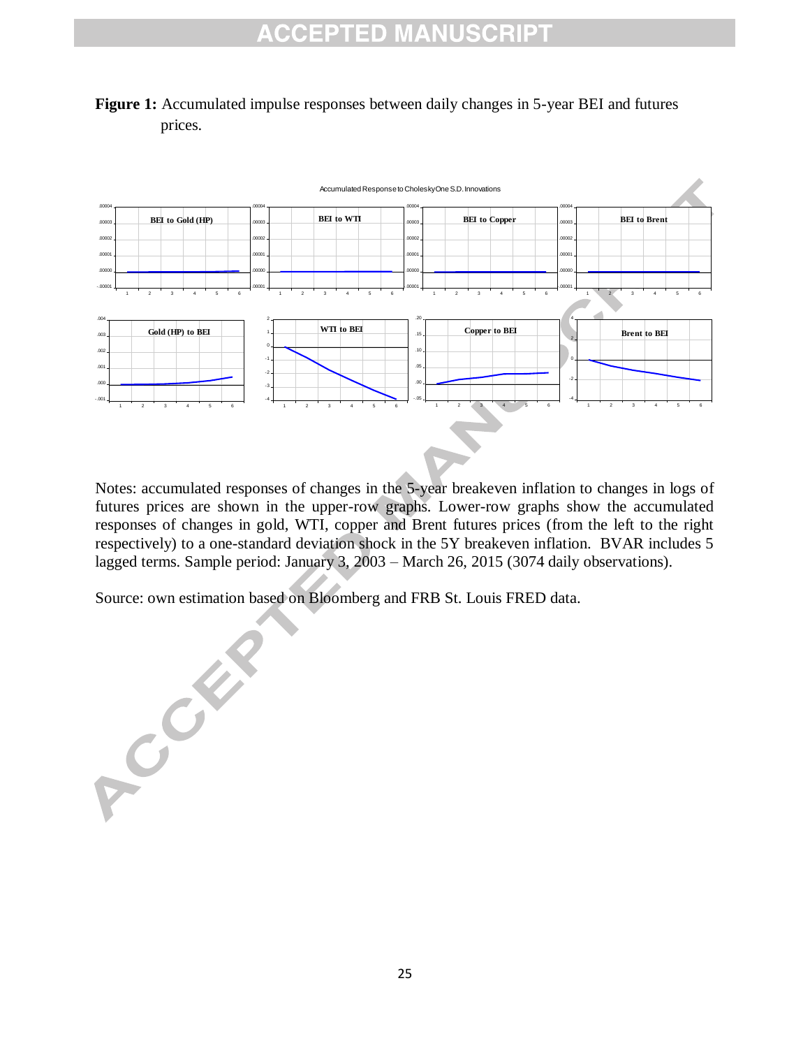**Figure 1:** Accumulated impulse responses between daily changes in 5-year BEI and futures prices.

Notes: accumulated responses of changes in the 5-year breakeven inflation to changes in logs of futures prices are shown in the upper-row graphs. Lower-row graphs show the accumulated responses of changes in gold, WTI, copper and Brent futures prices (from the left to the right respectively) to a one-standard deviation shock in the 5Y breakeven inflation. BVAR includes 5 lagged terms. Sample period: January 3, 2003 – March 26, 2015 (3074 daily observations).

Source: own estimation based on Bloomberg and FRB St. Louis FRED data.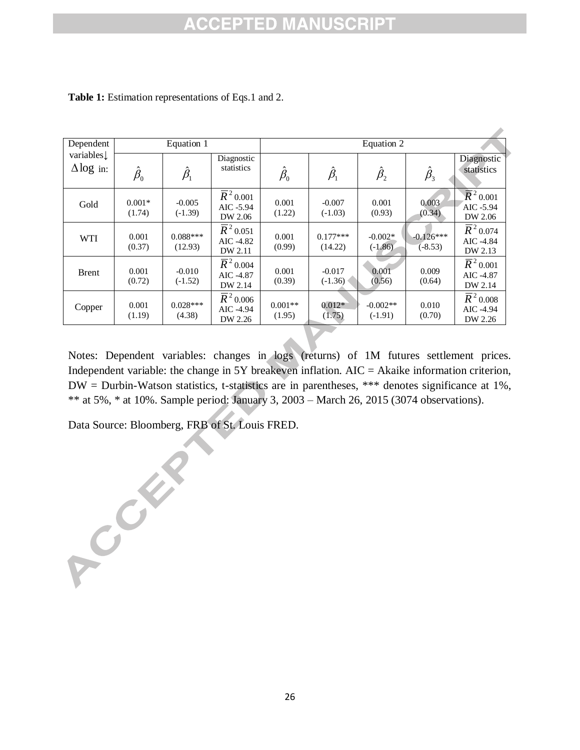**Table 1:** Estimation representations of Eqs.1 and 2.

| Dependent variables↓ $\Delta\log$ in: | Equation 1 | | | Equation 2 | | | | |
|---|---|---|---|---|---|---|---|---|
| | $\hat{\beta}_0$ | $\hat{\beta}_1$ | Diagnostic statistics | $\hat{\beta}_0$ | $\hat{\beta}_1$ | $\hat{\beta}_2$ | $\hat{\beta}_3$ | Diagnostic statistics |
| Gold | 0.001* (1.74) | -0.005 (-1.39) | $\overline{R}^2$ 0.001 AIC -5.94 DW 2.06 | 0.001 (1.22) | -0.007 (-1.03) | 0.001 (0.93) | 0.003 (0.34) | $\overline{R}^2$ 0.001 AIC -5.94 DW 2.06 |
| WTI | 0.001 (0.37) | 0.088*** (12.93) | $\overline{R}^2$ 0.051 AIC -4.82 DW 2.11 | 0.001 (0.99) | 0.177*** (14.22) | -0.002* (-1.86) | -0.126*** (-8.53) | $\overline{R}^2$ 0.074 AIC -4.84 DW 2.13 |
| Brent | 0.001 (0.72) | -0.010 (-1.52) | $\overline{R}^2$ 0.004 AIC -4.87 DW 2.14 | 0.001 (0.39) | -0.017 (-1.36) | 0.001 (0.56) | 0.009 (0.64) | $\overline{R}^2$ 0.001 AIC -4.87 DW 2.14 |
| Copper | 0.001 (1.19) | 0.028*** (4.38) | $\overline{R}^2$ 0.006 AIC -4.94 DW 2.26 | 0.001** (1.95) | 0.012* (1.75) | -0.002** (-1.91) | 0.010 (0.70) | $\overline{R}^2$ 0.008 AIC -4.94 DW 2.26 |

Notes: Dependent variables: changes in logs (returns) of 1M futures settlement prices. Independent variable: the change in 5Y breakeven inflation. AIC = Akaike information criterion, DW = Durbin-Watson statistics, t-statistics are in parentheses, *** denotes significance at 1%, ** at 5%, * at 10%. Sample period: January 3, 2003 – March 26, 2015 (3074 observations).

Data Source: Bloomberg, FRB of St. Louis FRED.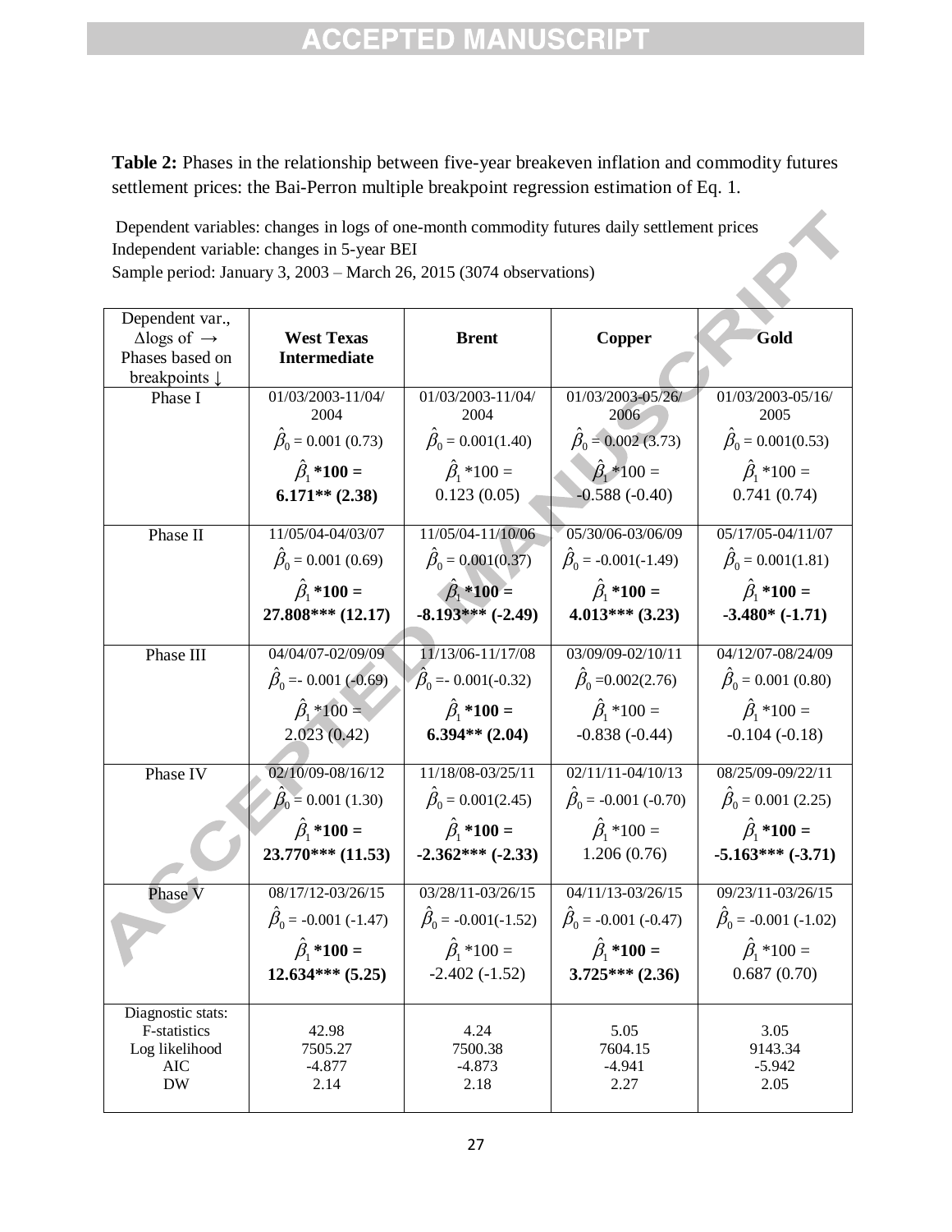**Table 2:** Phases in the relationship between five-year breakeven inflation and commodity futures settlement prices: the Bai-Perron multiple breakpoint regression estimation of Eq. 1.

Dependent variables: changes in logs of one-month commodity futures daily settlement prices
Independent variable: changes in 5-year BEI
Sample period: January 3, 2003 – March 26, 2015 (3074 observations)

| Dependent var., Δlogs of → Phases based on breakpoints ↓ | **West Texas Intermediate** | **Brent** | **Copper** | **Gold** |
|---|---|---|---|---|
| Phase I | 01/03/2003-11/04/2004 | 01/03/2003-11/04/2004 | 01/03/2003-05/26/2006 | 01/03/2003-05/16/2005 |
| | $\hat{\beta}_0$ = 0.001 (0.73) | $\hat{\beta}_0$ = 0.001(1.40) | $\hat{\beta}_0$ = 0.002 (3.73) | $\hat{\beta}_0$ = 0.001(0.53) |
| | **$\hat{\beta}_1$ *100 = 6.171** (2.38)** | $\hat{\beta}_1$ *100 = 0.123 (0.05) | $\hat{\beta}_1$ *100 = -0.588 (-0.40) | $\hat{\beta}_1$ *100 = 0.741 (0.74) |
| Phase II | 11/05/04-04/03/07 | 11/05/04-11/10/06 | 05/30/06-03/06/09 | 05/17/05-04/11/07 |
| | $\hat{\beta}_0$ = 0.001 (0.69) | $\hat{\beta}_0$ = 0.001(0.37) | $\hat{\beta}_0$ = -0.001(-1.49) | $\hat{\beta}_0$ = 0.001(1.81) |
| | **$\hat{\beta}_1$ *100 = 27.808*** (12.17)** | **$\hat{\beta}_1$ *100 = -8.193*** (-2.49)** | **$\hat{\beta}_1$ *100 = 4.013*** (3.23)** | **$\hat{\beta}_1$ *100 = -3.480* (-1.71)** |
| Phase III | 04/04/07-02/09/09 | 11/13/06-11/17/08 | 03/09/09-02/10/11 | 04/12/07-08/24/09 |
| | $\hat{\beta}_0$ =- 0.001 (-0.69) | $\hat{\beta}_0$ =- 0.001(-0.32) | $\hat{\beta}_0$ =0.002(2.76) | $\hat{\beta}_0$ = 0.001 (0.80) |
| | $\hat{\beta}_1$ *100 = 2.023 (0.42) | **$\hat{\beta}_1$ *100 = 6.394** (2.04)** | $\hat{\beta}_1$ *100 = -0.838 (-0.44) | $\hat{\beta}_1$ *100 = -0.104 (-0.18) |
| Phase IV | 02/10/09-08/16/12 | 11/18/08-03/25/11 | 02/11/11-04/10/13 | 08/25/09-09/22/11 |
| | $\hat{\beta}_0$ = 0.001 (1.30) | $\hat{\beta}_0$ = 0.001(2.45) | $\hat{\beta}_0$ = -0.001 (-0.70) | $\hat{\beta}_0$ = 0.001 (2.25) |
| | **$\hat{\beta}_1$ *100 = 23.770*** (11.53)** | **$\hat{\beta}_1$ *100 = -2.362*** (-2.33)** | $\hat{\beta}_1$ *100 = 1.206 (0.76) | **$\hat{\beta}_1$ *100 = -5.163*** (-3.71)** |
| Phase V | 08/17/12-03/26/15 | 03/28/11-03/26/15 | 04/11/13-03/26/15 | 09/23/11-03/26/15 |
| | $\hat{\beta}_0$ = -0.001 (-1.47) | $\hat{\beta}_0$ = -0.001(-1.52) | $\hat{\beta}_0$ = -0.001 (-0.47) | $\hat{\beta}_0$ = -0.001 (-1.02) |
| | **$\hat{\beta}_1$ *100 = 12.634*** (5.25)** | $\hat{\beta}_1$ *100 = -2.402 (-1.52) | **$\hat{\beta}_1$ *100 = 3.725*** (2.36)** | $\hat{\beta}_1$ *100 = 0.687 (0.70) |
| Diagnostic stats: | | | | |
| F-statistics | 42.98 | 4.24 | 5.05 | 3.05 |
| Log likelihood | 7505.27 | 7500.38 | 7604.15 | 9143.34 |
| AIC | -4.877 | -4.873 | -4.941 | -5.942 |
| DW | 2.14 | 2.18 | 2.27 | 2.05 |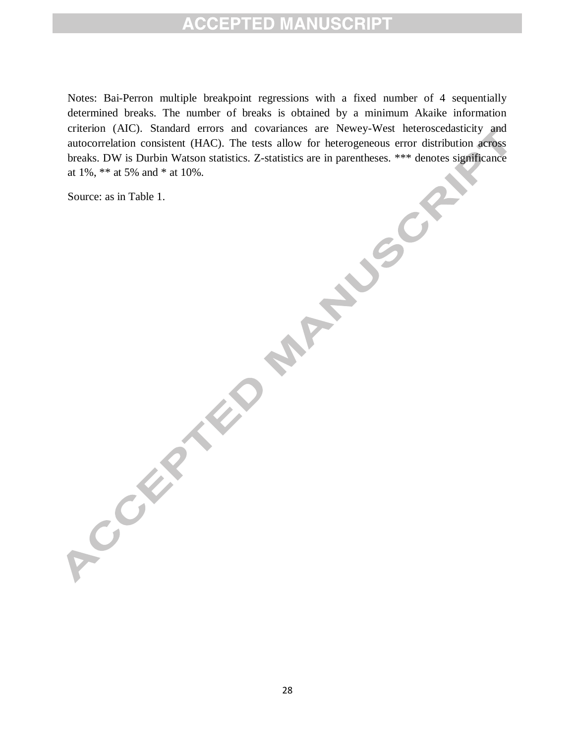Notes: Bai-Perron multiple breakpoint regressions with a fixed number of 4 sequentially determined breaks. The number of breaks is obtained by a minimum Akaike information criterion (AIC). Standard errors and covariances are Newey-West heteroscedasticity and autocorrelation consistent (HAC). The tests allow for heterogeneous error distribution across breaks. DW is Durbin Watson statistics. Z-statistics are in parentheses. *** denotes significance at 1%, ** at 5% and * at 10%.

Source: as in Table 1.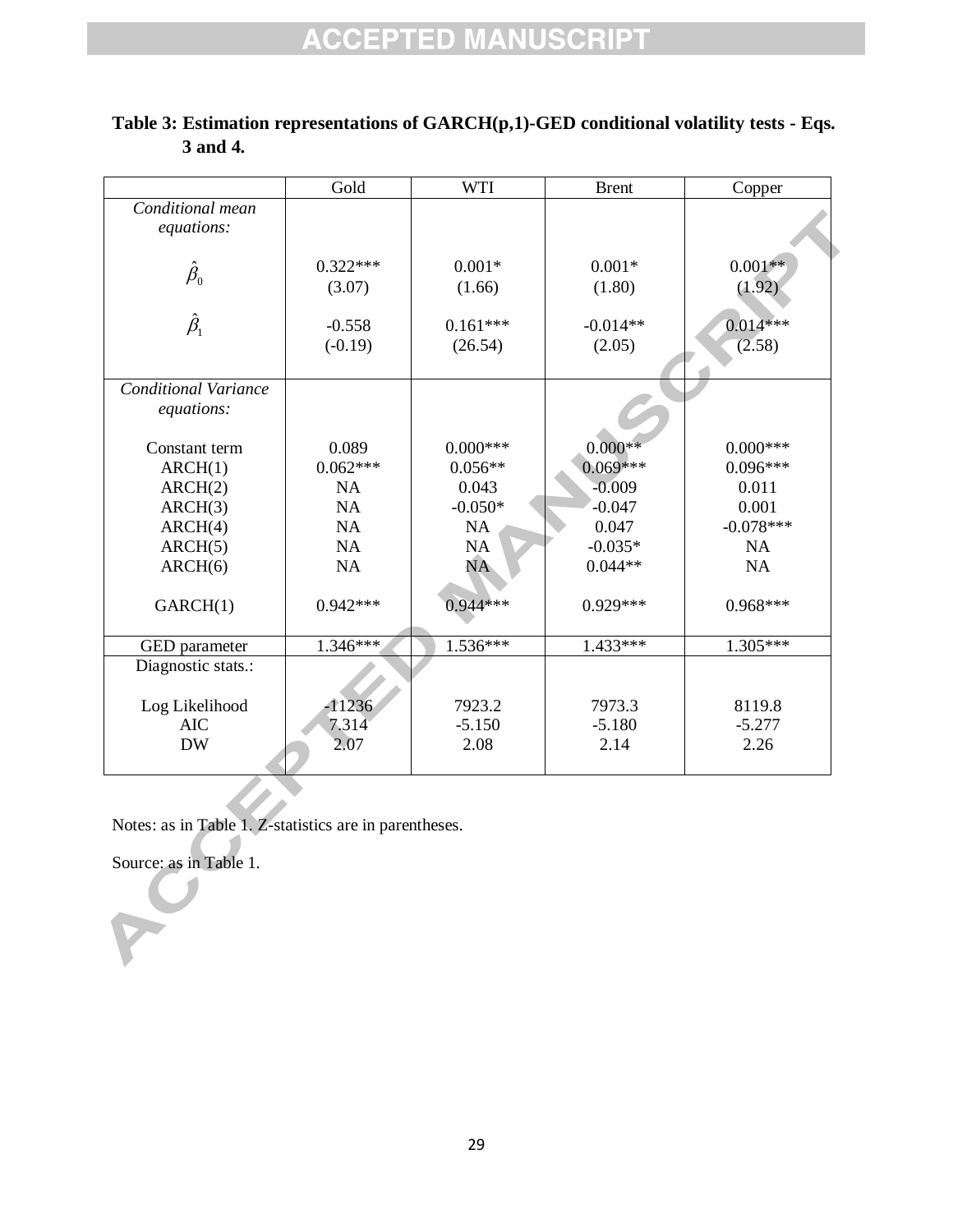**Table 3: Estimation representations of GARCH(p,1)-GED conditional volatility tests - Eqs. 3 and 4.**

| | Gold | WTI | Brent | Copper |
|---|---|---|---|---|
| *Conditional mean equations:* | | | | |
| $\hat{\beta}_0$ | 0.322***<br>(3.07) | 0.001*<br>(1.66) | 0.001*<br>(1.80) | 0.001**<br>(1.92) |
| $\hat{\beta}_1$ | -0.558<br>(-0.19) | 0.161***<br>(26.54) | -0.014**<br>(2.05) | 0.014***<br>(2.58) |
| *Conditional Variance equations:* | | | | |
| Constant term | 0.089 | 0.000*** | 0.000** | 0.000*** |
| ARCH(1) | 0.062*** | 0.056** | 0.069*** | 0.096*** |
| ARCH(2) | NA | 0.043 | -0.009 | 0.011 |
| ARCH(3) | NA | -0.050* | -0.047 | 0.001 |
| ARCH(4) | NA | NA | 0.047 | -0.078*** |
| ARCH(5) | NA | NA | -0.035* | NA |
| ARCH(6) | NA | NA | 0.044** | NA |
| GARCH(1) | 0.942*** | 0.944*** | 0.929*** | 0.968*** |
| GED parameter | 1.346*** | 1.536*** | 1.433*** | 1.305*** |
| Diagnostic stats.: | | | | |
| Log Likelihood | -11236 | 7923.2 | 7973.3 | 8119.8 |
| AIC | 7.314 | -5.150 | -5.180 | -5.277 |
| DW | 2.07 | 2.08 | 2.14 | 2.26 |

Notes: as in Table 1. Z-statistics are in parentheses.

Source: as in Table 1.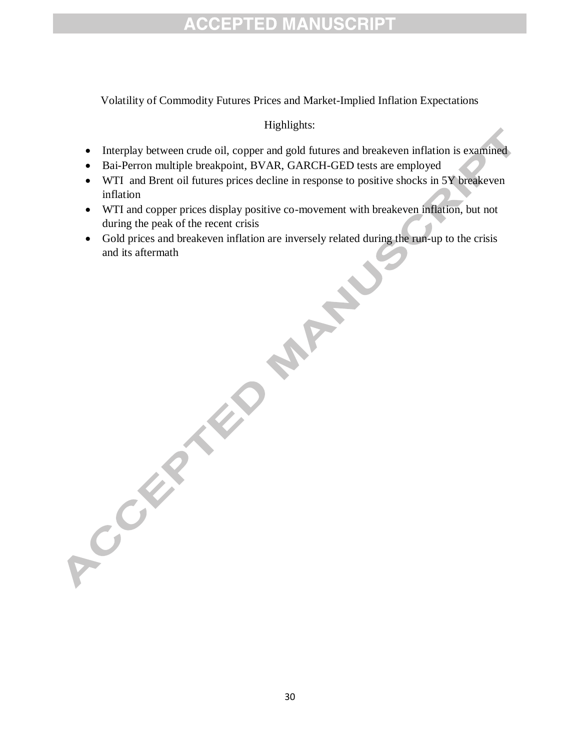Volatility of Commodity Futures Prices and Market-Implied Inflation Expectations

Highlights:

- Interplay between crude oil, copper and gold futures and breakeven inflation is examined
- Bai-Perron multiple breakpoint, BVAR, GARCH-GED tests are employed
- WTI and Brent oil futures prices decline in response to positive shocks in 5Y breakeven inflation
- WTI and copper prices display positive co-movement with breakeven inflation, but not during the peak of the recent crisis
- Gold prices and breakeven inflation are inversely related during the run-up to the crisis and its aftermath